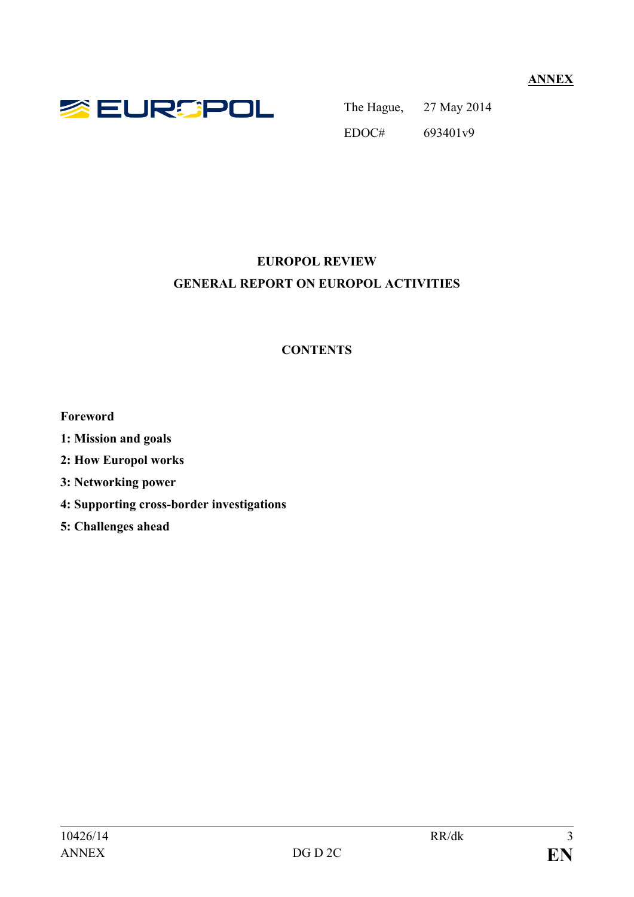**ANNEX**

EUROPOL

The Hague, 27 May 2014

EDOC# 693401v9

# EUROPOL REVIEW

## GENERAL REPORT ON EUROPOL ACTIVITIES

### CONTENTS

**Foreword**

**1: Mission and goals**

**2: How Europol works**

**3: Networking power**

**4: Supporting cross-border investigations**

**5: Challenges ahead**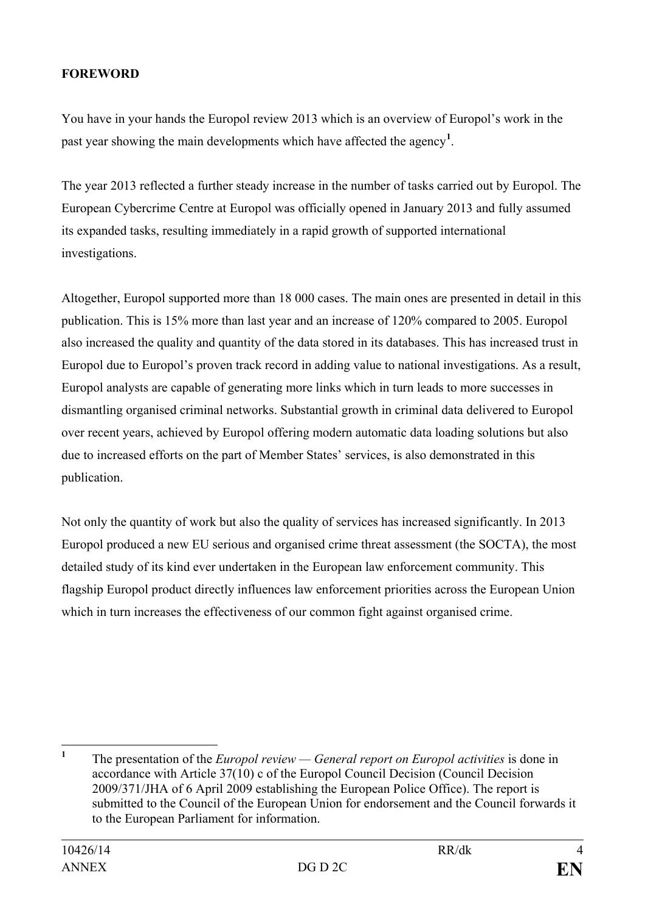**FOREWORD**

You have in your hands the Europol review 2013 which is an overview of Europol's work in the past year showing the main developments which have affected the agency[1].

The year 2013 reflected a further steady increase in the number of tasks carried out by Europol. The European Cybercrime Centre at Europol was officially opened in January 2013 and fully assumed its expanded tasks, resulting immediately in a rapid growth of supported international investigations.

Altogether, Europol supported more than 18 000 cases. The main ones are presented in detail in this publication. This is 15% more than last year and an increase of 120% compared to 2005. Europol also increased the quality and quantity of the data stored in its databases. This has increased trust in Europol due to Europol's proven track record in adding value to national investigations. As a result, Europol analysts are capable of generating more links which in turn leads to more successes in dismantling organised criminal networks. Substantial growth in criminal data delivered to Europol over recent years, achieved by Europol offering modern automatic data loading solutions but also due to increased efforts on the part of Member States' services, is also demonstrated in this publication.

Not only the quantity of work but also the quality of services has increased significantly. In 2013 Europol produced a new EU serious and organised crime threat assessment (the SOCTA), the most detailed study of its kind ever undertaken in the European law enforcement community. This flagship Europol product directly influences law enforcement priorities across the European Union which in turn increases the effectiveness of our common fight against organised crime.

---

[1] The presentation of the *Europol review — General report on Europol activities* is done in accordance with Article 37(10) c of the Europol Council Decision (Council Decision 2009/371/JHA of 6 April 2009 establishing the European Police Office). The report is submitted to the Council of the European Union for endorsement and the Council forwards it to the European Parliament for information.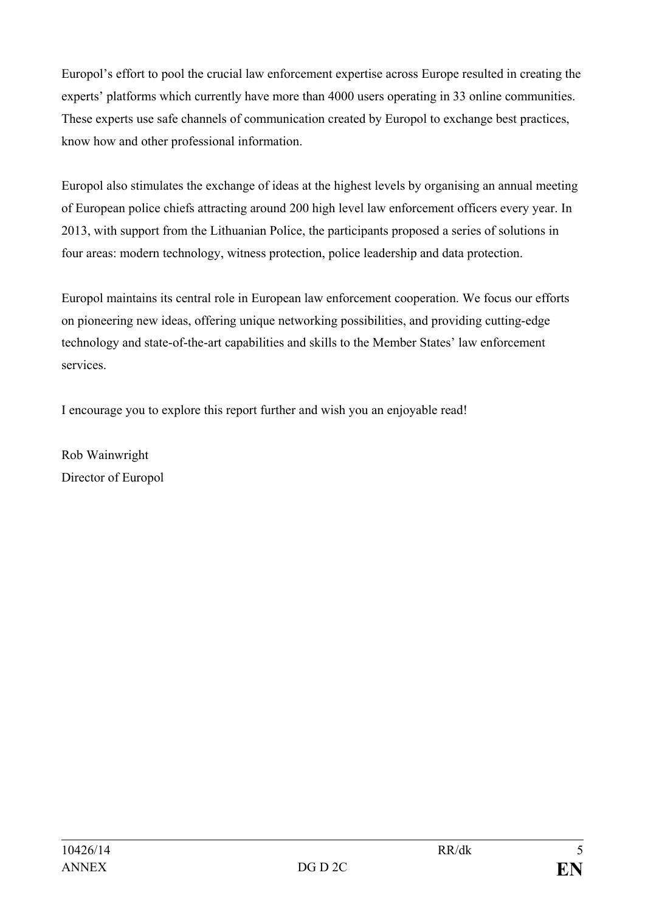Europol's effort to pool the crucial law enforcement expertise across Europe resulted in creating the experts' platforms which currently have more than 4000 users operating in 33 online communities. These experts use safe channels of communication created by Europol to exchange best practices, know how and other professional information.

Europol also stimulates the exchange of ideas at the highest levels by organising an annual meeting of European police chiefs attracting around 200 high level law enforcement officers every year. In 2013, with support from the Lithuanian Police, the participants proposed a series of solutions in four areas: modern technology, witness protection, police leadership and data protection.

Europol maintains its central role in European law enforcement cooperation. We focus our efforts on pioneering new ideas, offering unique networking possibilities, and providing cutting-edge technology and state-of-the-art capabilities and skills to the Member States' law enforcement services.

I encourage you to explore this report further and wish you an enjoyable read!

Rob Wainwright  
Director of Europol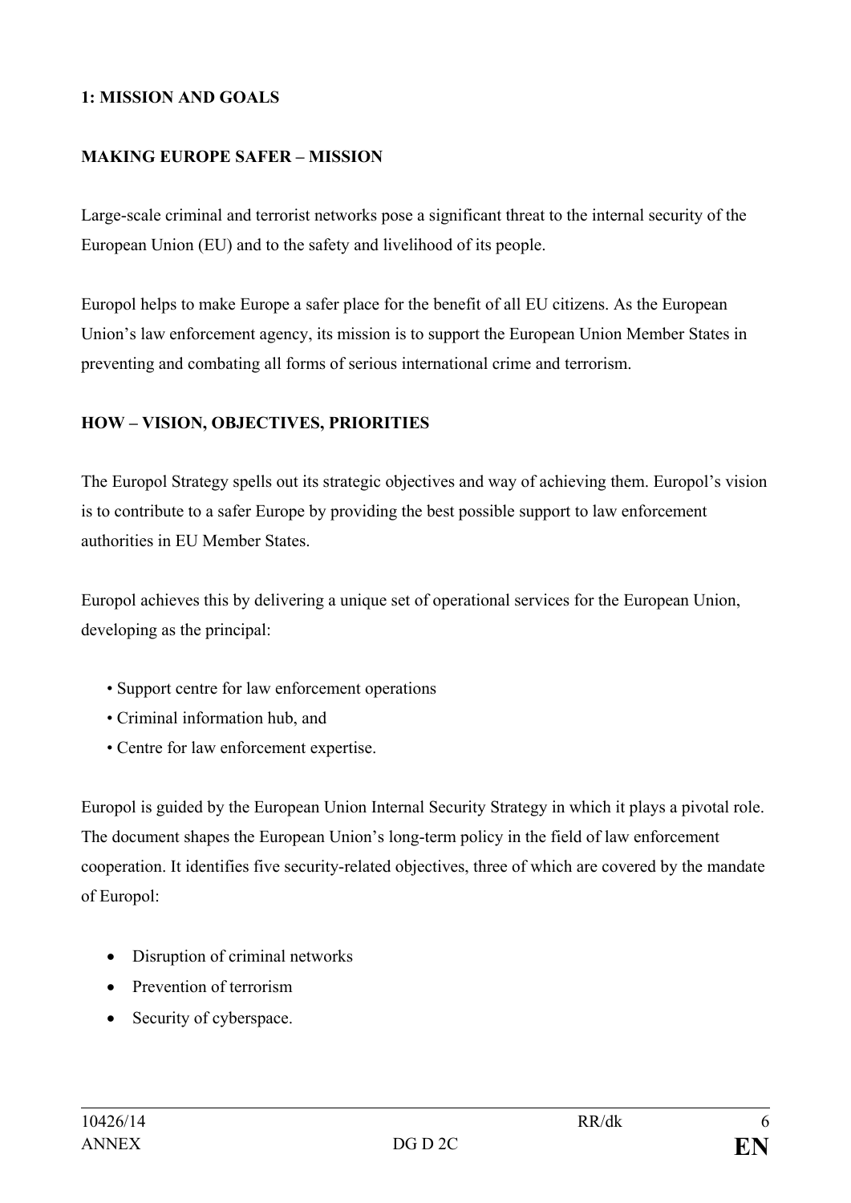## 1: MISSION AND GOALS

### MAKING EUROPE SAFER – MISSION

Large-scale criminal and terrorist networks pose a significant threat to the internal security of the European Union (EU) and to the safety and livelihood of its people.

Europol helps to make Europe a safer place for the benefit of all EU citizens. As the European Union's law enforcement agency, its mission is to support the European Union Member States in preventing and combating all forms of serious international crime and terrorism.

### HOW – VISION, OBJECTIVES, PRIORITIES

The Europol Strategy spells out its strategic objectives and way of achieving them. Europol's vision is to contribute to a safer Europe by providing the best possible support to law enforcement authorities in EU Member States.

Europol achieves this by delivering a unique set of operational services for the European Union, developing as the principal:

- Support centre for law enforcement operations
- Criminal information hub, and
- Centre for law enforcement expertise.

Europol is guided by the European Union Internal Security Strategy in which it plays a pivotal role. The document shapes the European Union's long-term policy in the field of law enforcement cooperation. It identifies five security-related objectives, three of which are covered by the mandate of Europol:

- Disruption of criminal networks
- Prevention of terrorism
- Security of cyberspace.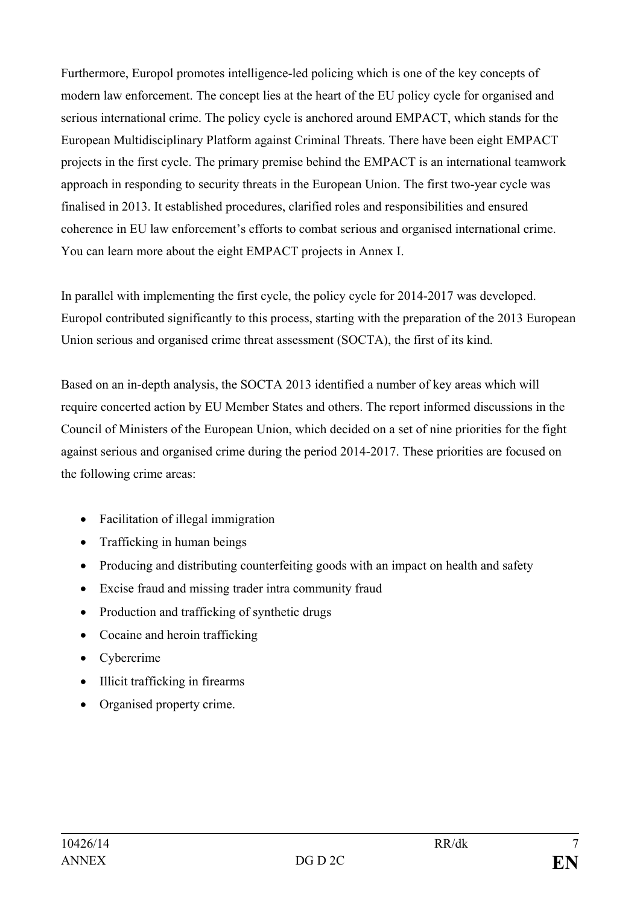Furthermore, Europol promotes intelligence-led policing which is one of the key concepts of modern law enforcement. The concept lies at the heart of the EU policy cycle for organised and serious international crime. The policy cycle is anchored around EMPACT, which stands for the European Multidisciplinary Platform against Criminal Threats. There have been eight EMPACT projects in the first cycle. The primary premise behind the EMPACT is an international teamwork approach in responding to security threats in the European Union. The first two-year cycle was finalised in 2013. It established procedures, clarified roles and responsibilities and ensured coherence in EU law enforcement's efforts to combat serious and organised international crime. You can learn more about the eight EMPACT projects in Annex I.

In parallel with implementing the first cycle, the policy cycle for 2014-2017 was developed. Europol contributed significantly to this process, starting with the preparation of the 2013 European Union serious and organised crime threat assessment (SOCTA), the first of its kind.

Based on an in-depth analysis, the SOCTA 2013 identified a number of key areas which will require concerted action by EU Member States and others. The report informed discussions in the Council of Ministers of the European Union, which decided on a set of nine priorities for the fight against serious and organised crime during the period 2014-2017. These priorities are focused on the following crime areas:

- Facilitation of illegal immigration
- Trafficking in human beings
- Producing and distributing counterfeiting goods with an impact on health and safety
- Excise fraud and missing trader intra community fraud
- Production and trafficking of synthetic drugs
- Cocaine and heroin trafficking
- Cybercrime
- Illicit trafficking in firearms
- Organised property crime.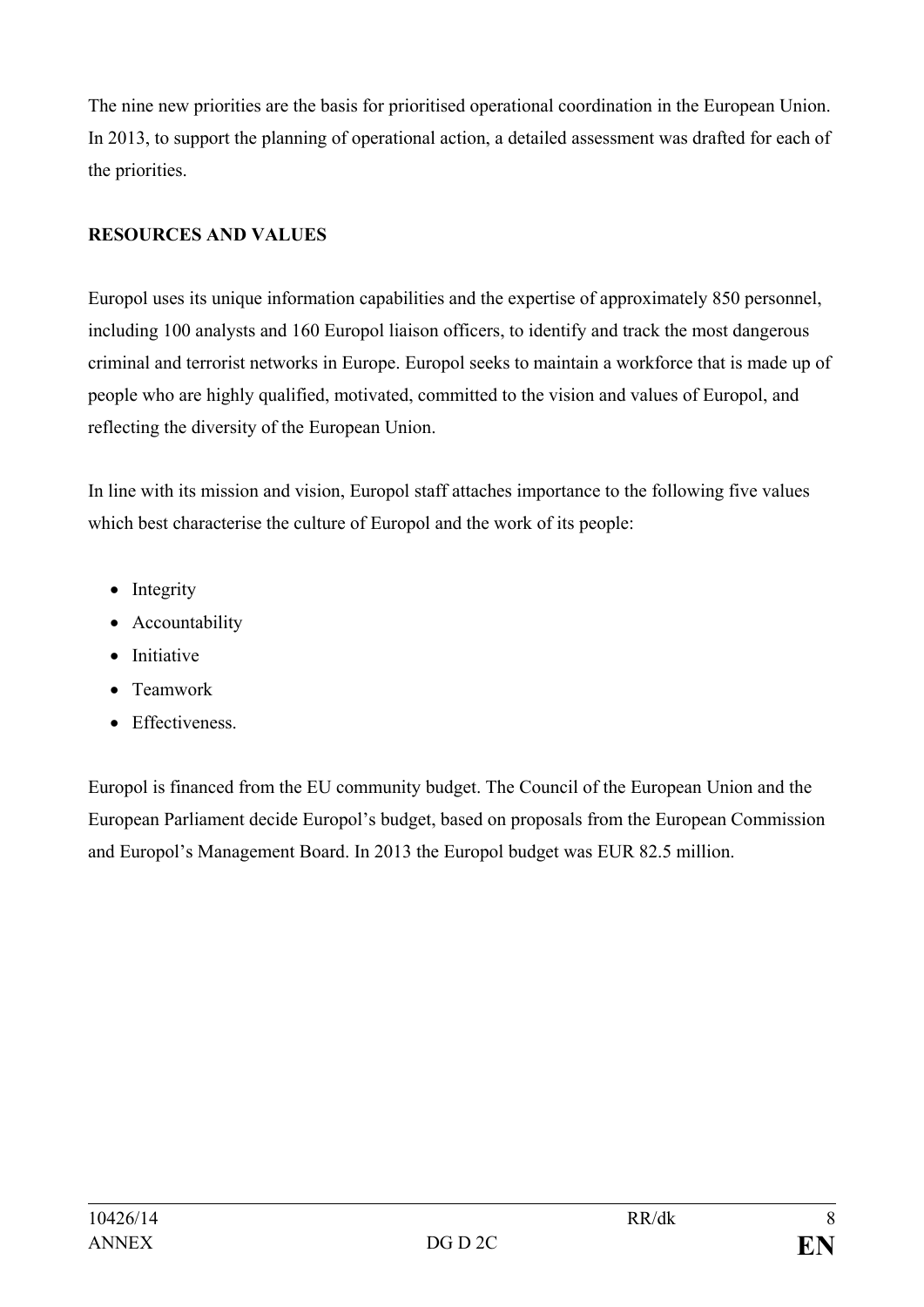The nine new priorities are the basis for prioritised operational coordination in the European Union. In 2013, to support the planning of operational action, a detailed assessment was drafted for each of the priorities.

**RESOURCES AND VALUES**

Europol uses its unique information capabilities and the expertise of approximately 850 personnel, including 100 analysts and 160 Europol liaison officers, to identify and track the most dangerous criminal and terrorist networks in Europe. Europol seeks to maintain a workforce that is made up of people who are highly qualified, motivated, committed to the vision and values of Europol, and reflecting the diversity of the European Union.

In line with its mission and vision, Europol staff attaches importance to the following five values which best characterise the culture of Europol and the work of its people:

- Integrity
- Accountability
- Initiative
- Teamwork
- Effectiveness.

Europol is financed from the EU community budget. The Council of the European Union and the European Parliament decide Europol's budget, based on proposals from the European Commission and Europol's Management Board. In 2013 the Europol budget was EUR 82.5 million.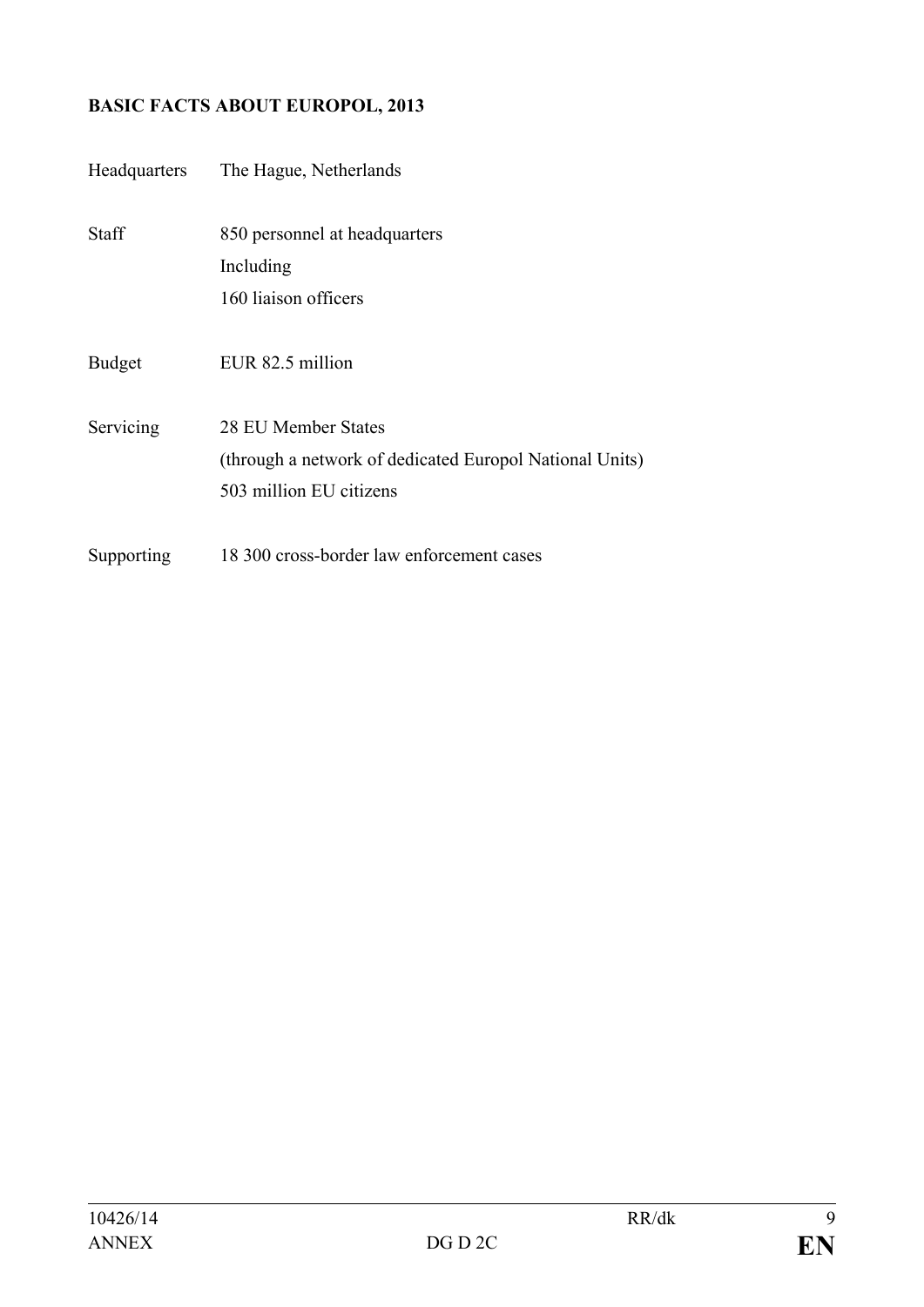**BASIC FACTS ABOUT EUROPOL, 2013**

| | |
|---|---|
| Headquarters | The Hague, Netherlands |
| Staff | 850 personnel at headquarters<br>Including<br>160 liaison officers |
| Budget | EUR 82.5 million |
| Servicing | 28 EU Member States<br>(through a network of dedicated Europol National Units)<br>503 million EU citizens |
| Supporting | 18 300 cross-border law enforcement cases |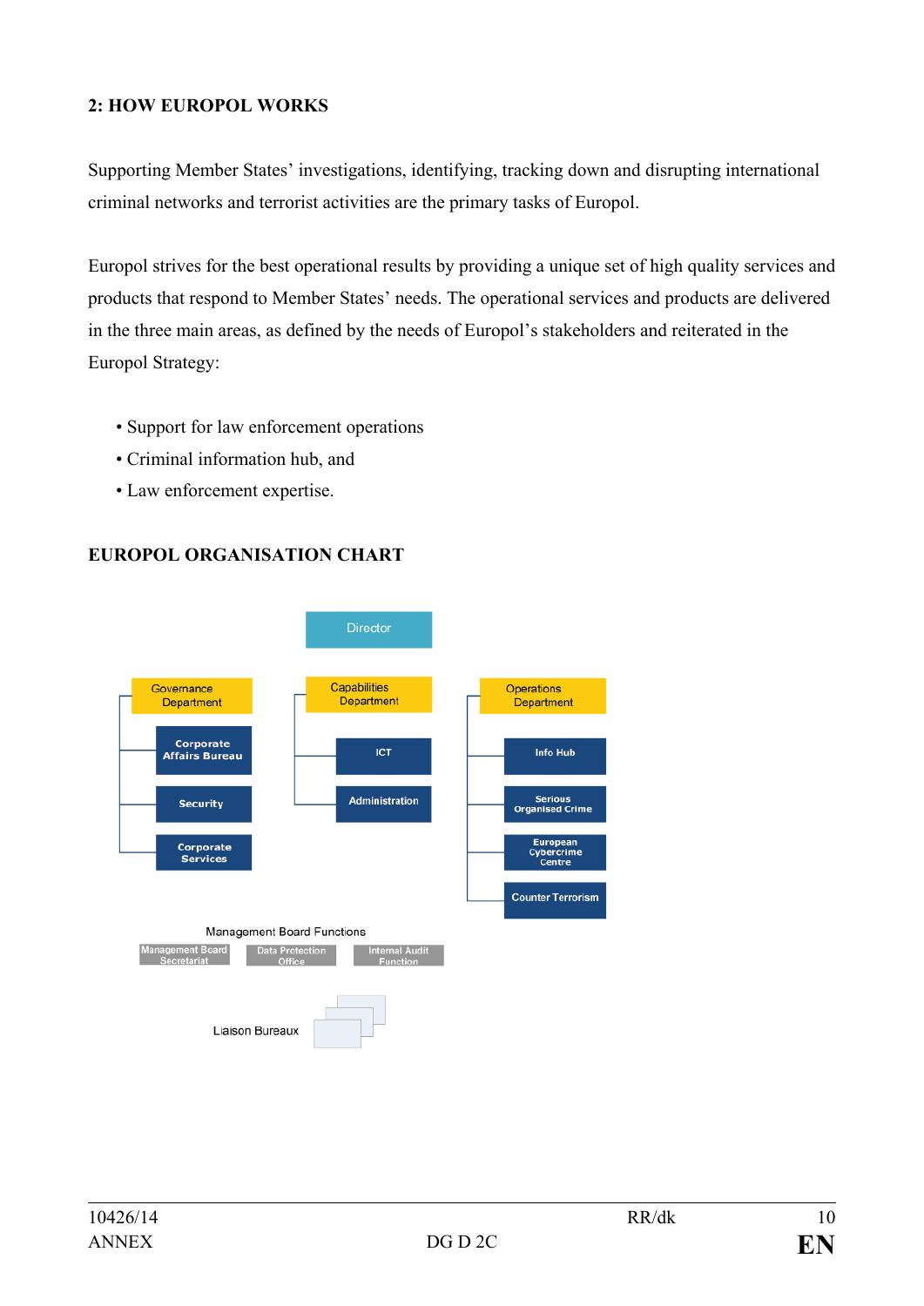## 2: HOW EUROPOL WORKS

Supporting Member States' investigations, identifying, tracking down and disrupting international criminal networks and terrorist activities are the primary tasks of Europol.

Europol strives for the best operational results by providing a unique set of high quality services and products that respond to Member States' needs. The operational services and products are delivered in the three main areas, as defined by the needs of Europol's stakeholders and reiterated in the Europol Strategy:

- Support for law enforcement operations
- Criminal information hub, and
- Law enforcement expertise.

## EUROPOL ORGANISATION CHART

Director

- Governance Department
  - Corporate Affairs Bureau
  - Security
  - Corporate Services
- Capabilities Department
  - ICT
  - Administration
- Operations Department
  - Info Hub
  - Serious Organised Crime
  - European Cybercrime Centre
  - Counter Terrorism

Management Board Functions

- Management Board Secretariat
- Data Protection Office
- Internal Audit Function

Liaison Bureaux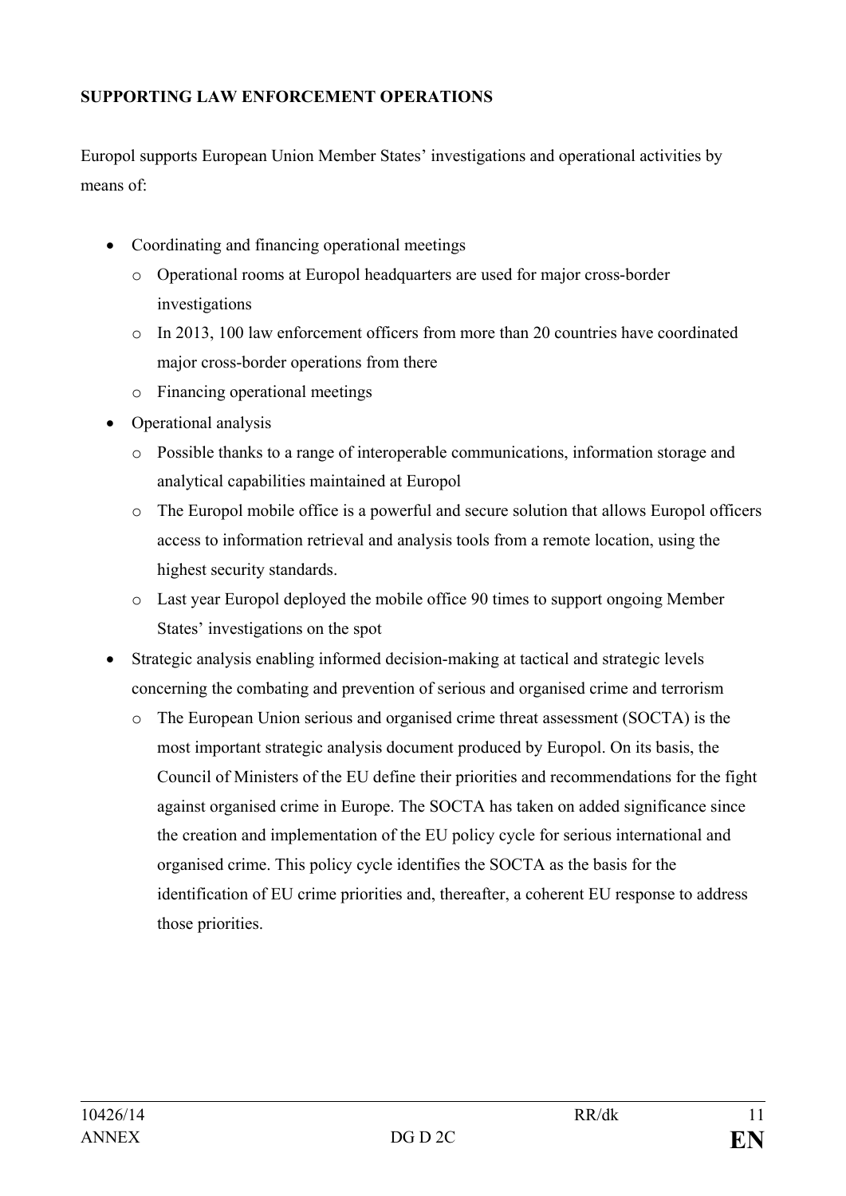**SUPPORTING LAW ENFORCEMENT OPERATIONS**

Europol supports European Union Member States' investigations and operational activities by means of:

- Coordinating and financing operational meetings
  - Operational rooms at Europol headquarters are used for major cross-border investigations
  - In 2013, 100 law enforcement officers from more than 20 countries have coordinated major cross-border operations from there
  - Financing operational meetings
- Operational analysis
  - Possible thanks to a range of interoperable communications, information storage and analytical capabilities maintained at Europol
  - The Europol mobile office is a powerful and secure solution that allows Europol officers access to information retrieval and analysis tools from a remote location, using the highest security standards.
  - Last year Europol deployed the mobile office 90 times to support ongoing Member States' investigations on the spot
- Strategic analysis enabling informed decision-making at tactical and strategic levels concerning the combating and prevention of serious and organised crime and terrorism
  - The European Union serious and organised crime threat assessment (SOCTA) is the most important strategic analysis document produced by Europol. On its basis, the Council of Ministers of the EU define their priorities and recommendations for the fight against organised crime in Europe. The SOCTA has taken on added significance since the creation and implementation of the EU policy cycle for serious international and organised crime. This policy cycle identifies the SOCTA as the basis for the identification of EU crime priorities and, thereafter, a coherent EU response to address those priorities.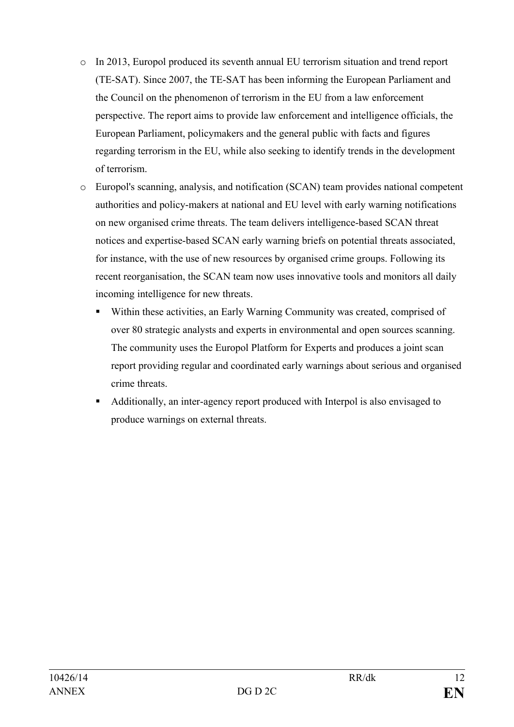- In 2013, Europol produced its seventh annual EU terrorism situation and trend report (TE-SAT). Since 2007, the TE-SAT has been informing the European Parliament and the Council on the phenomenon of terrorism in the EU from a law enforcement perspective. The report aims to provide law enforcement and intelligence officials, the European Parliament, policymakers and the general public with facts and figures regarding terrorism in the EU, while also seeking to identify trends in the development of terrorism.
- Europol's scanning, analysis, and notification (SCAN) team provides national competent authorities and policy-makers at national and EU level with early warning notifications on new organised crime threats. The team delivers intelligence-based SCAN threat notices and expertise-based SCAN early warning briefs on potential threats associated, for instance, with the use of new resources by organised crime groups. Following its recent reorganisation, the SCAN team now uses innovative tools and monitors all daily incoming intelligence for new threats.
  - Within these activities, an Early Warning Community was created, comprised of over 80 strategic analysts and experts in environmental and open sources scanning. The community uses the Europol Platform for Experts and produces a joint scan report providing regular and coordinated early warnings about serious and organised crime threats.
  - Additionally, an inter-agency report produced with Interpol is also envisaged to produce warnings on external threats.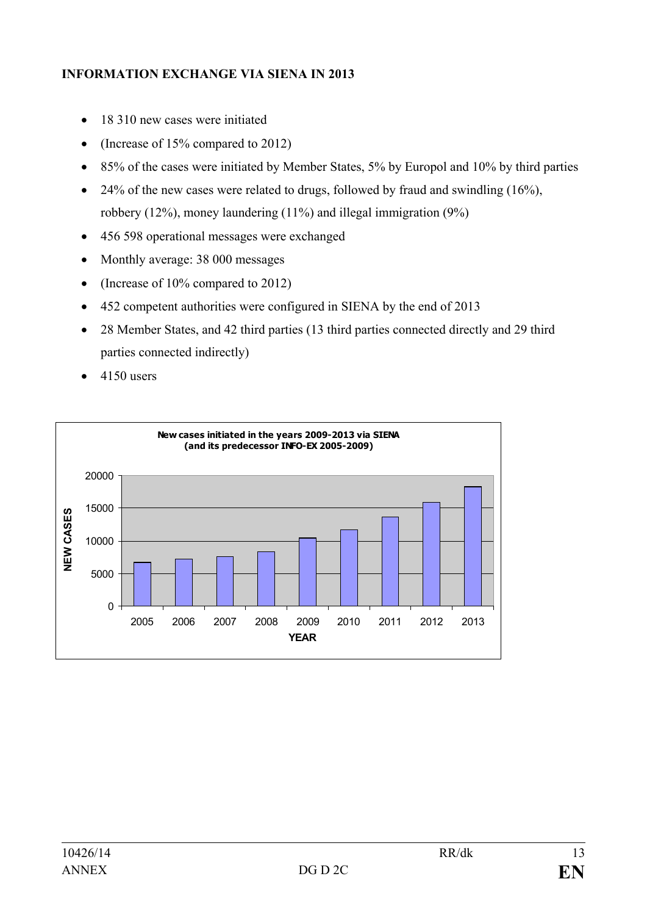**INFORMATION EXCHANGE VIA SIENA IN 2013**

- 18 310 new cases were initiated
- (Increase of 15% compared to 2012)
- 85% of the cases were initiated by Member States, 5% by Europol and 10% by third parties
- 24% of the new cases were related to drugs, followed by fraud and swindling (16%), robbery (12%), money laundering (11%) and illegal immigration (9%)
- 456 598 operational messages were exchanged
- Monthly average: 38 000 messages
- (Increase of 10% compared to 2012)
- 452 competent authorities were configured in SIENA by the end of 2013
- 28 Member States, and 42 third parties (13 third parties connected directly and 29 third parties connected indirectly)
- 4150 users

**New cases initiated in the years 2009-2013 via SIENA (and its predecessor INFO-EX 2005-2009)**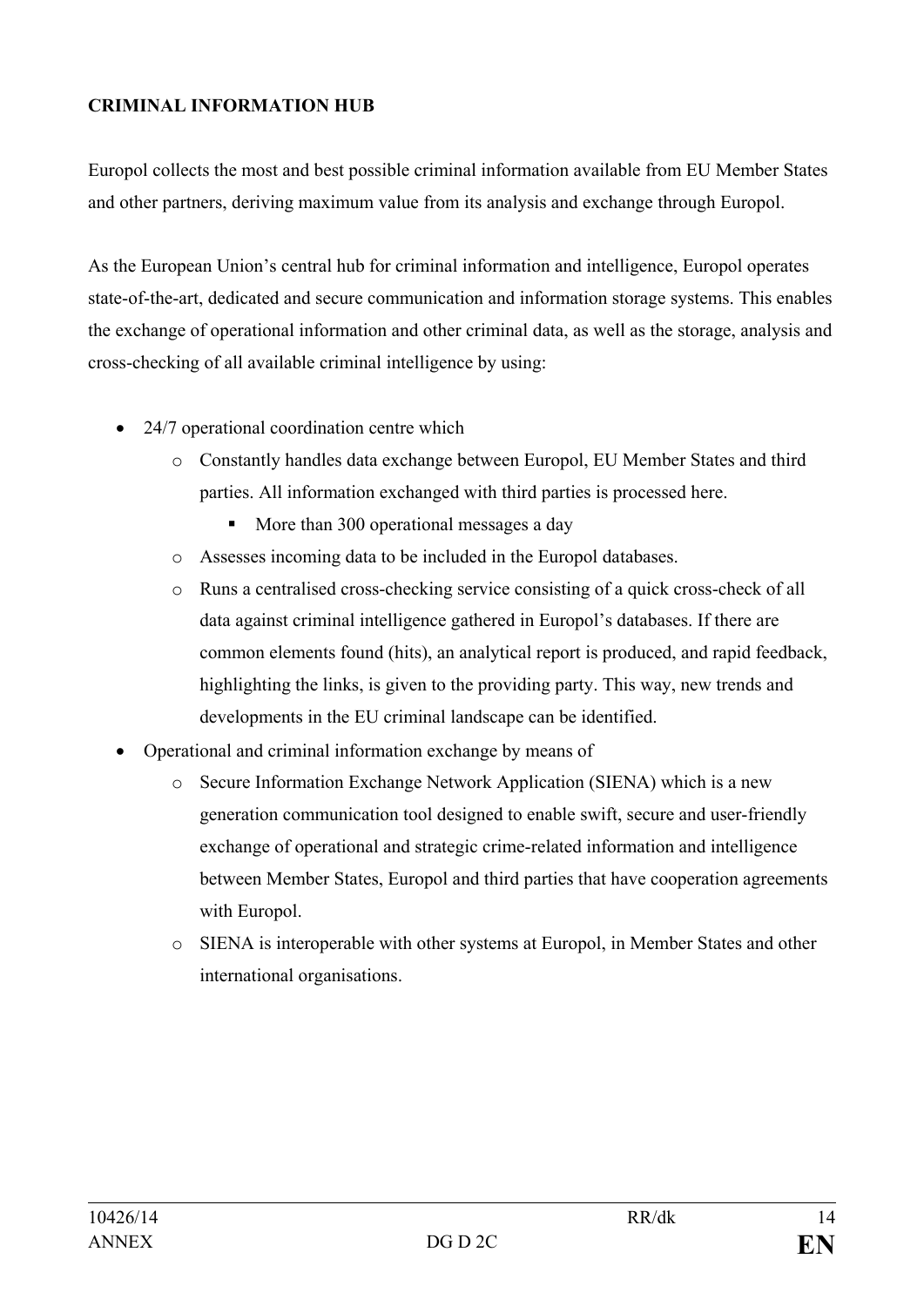**CRIMINAL INFORMATION HUB**

Europol collects the most and best possible criminal information available from EU Member States and other partners, deriving maximum value from its analysis and exchange through Europol.

As the European Union's central hub for criminal information and intelligence, Europol operates state-of-the-art, dedicated and secure communication and information storage systems. This enables the exchange of operational information and other criminal data, as well as the storage, analysis and cross-checking of all available criminal intelligence by using:

- 24/7 operational coordination centre which
  - Constantly handles data exchange between Europol, EU Member States and third parties. All information exchanged with third parties is processed here.
    - More than 300 operational messages a day
  - Assesses incoming data to be included in the Europol databases.
  - Runs a centralised cross-checking service consisting of a quick cross-check of all data against criminal intelligence gathered in Europol's databases. If there are common elements found (hits), an analytical report is produced, and rapid feedback, highlighting the links, is given to the providing party. This way, new trends and developments in the EU criminal landscape can be identified.
- Operational and criminal information exchange by means of
  - Secure Information Exchange Network Application (SIENA) which is a new generation communication tool designed to enable swift, secure and user-friendly exchange of operational and strategic crime-related information and intelligence between Member States, Europol and third parties that have cooperation agreements with Europol.
  - SIENA is interoperable with other systems at Europol, in Member States and other international organisations.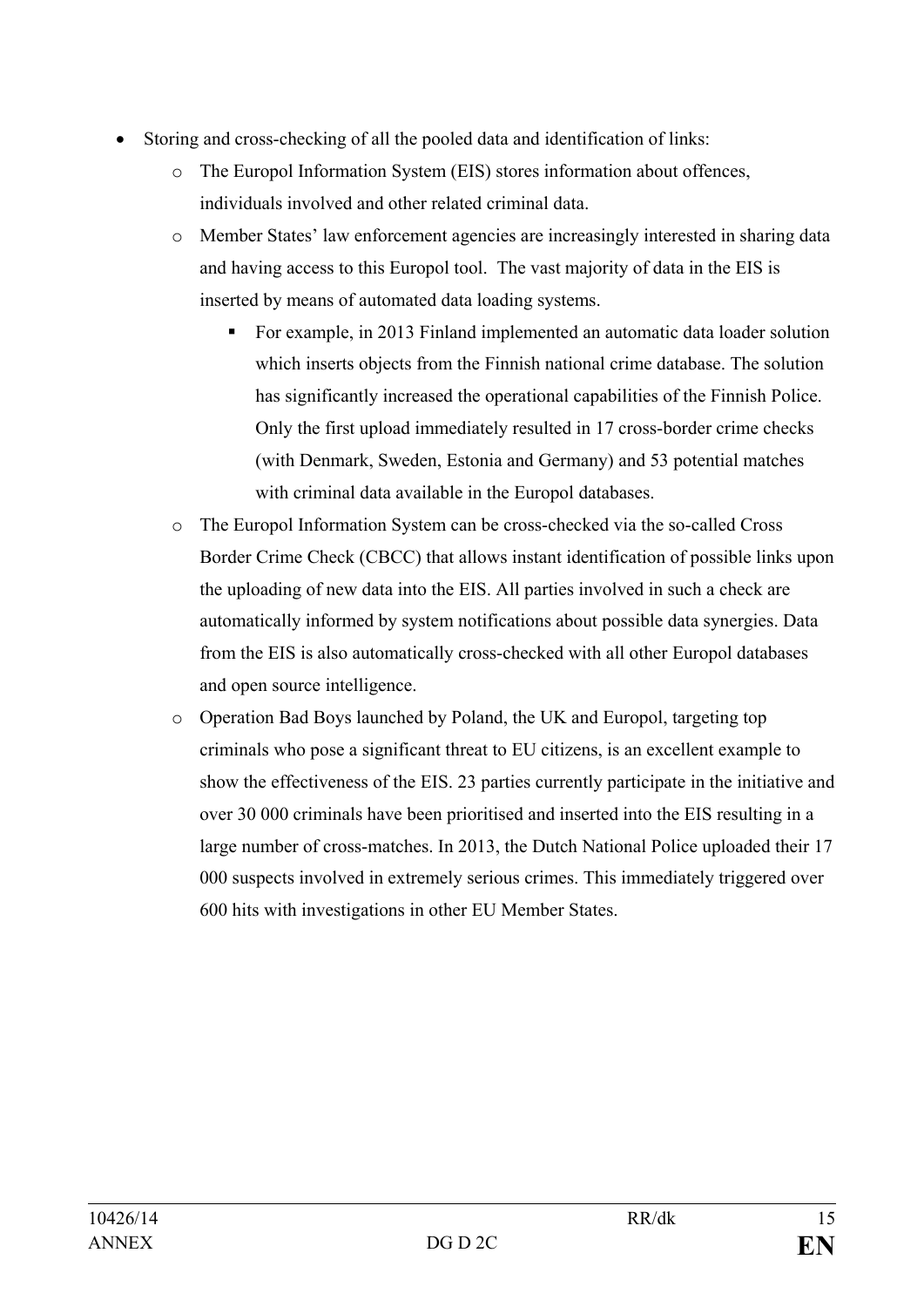- Storing and cross-checking of all the pooled data and identification of links:
  - The Europol Information System (EIS) stores information about offences, individuals involved and other related criminal data.
  - Member States' law enforcement agencies are increasingly interested in sharing data and having access to this Europol tool. The vast majority of data in the EIS is inserted by means of automated data loading systems.
    - For example, in 2013 Finland implemented an automatic data loader solution which inserts objects from the Finnish national crime database. The solution has significantly increased the operational capabilities of the Finnish Police. Only the first upload immediately resulted in 17 cross-border crime checks (with Denmark, Sweden, Estonia and Germany) and 53 potential matches with criminal data available in the Europol databases.
  - The Europol Information System can be cross-checked via the so-called Cross Border Crime Check (CBCC) that allows instant identification of possible links upon the uploading of new data into the EIS. All parties involved in such a check are automatically informed by system notifications about possible data synergies. Data from the EIS is also automatically cross-checked with all other Europol databases and open source intelligence.
  - Operation Bad Boys launched by Poland, the UK and Europol, targeting top criminals who pose a significant threat to EU citizens, is an excellent example to show the effectiveness of the EIS. 23 parties currently participate in the initiative and over 30 000 criminals have been prioritised and inserted into the EIS resulting in a large number of cross-matches. In 2013, the Dutch National Police uploaded their 17 000 suspects involved in extremely serious crimes. This immediately triggered over 600 hits with investigations in other EU Member States.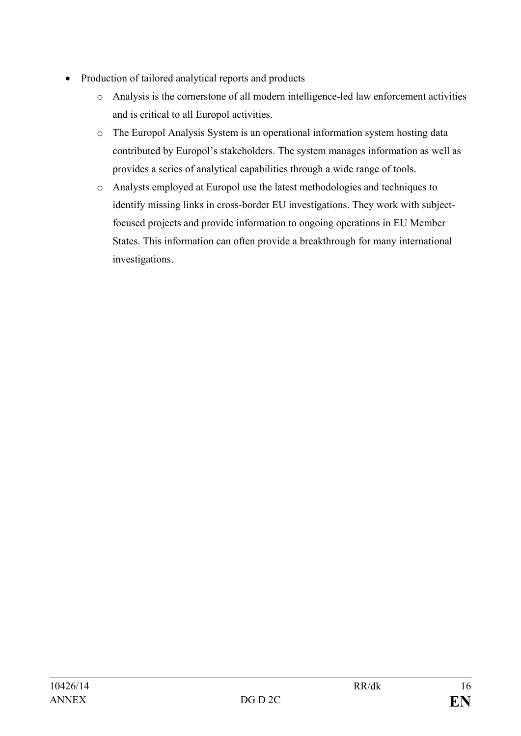- Production of tailored analytical reports and products
    - Analysis is the cornerstone of all modern intelligence-led law enforcement activities and is critical to all Europol activities.
    - The Europol Analysis System is an operational information system hosting data contributed by Europol's stakeholders. The system manages information as well as provides a series of analytical capabilities through a wide range of tools.
    - Analysts employed at Europol use the latest methodologies and techniques to identify missing links in cross-border EU investigations. They work with subject-focused projects and provide information to ongoing operations in EU Member States. This information can often provide a breakthrough for many international investigations.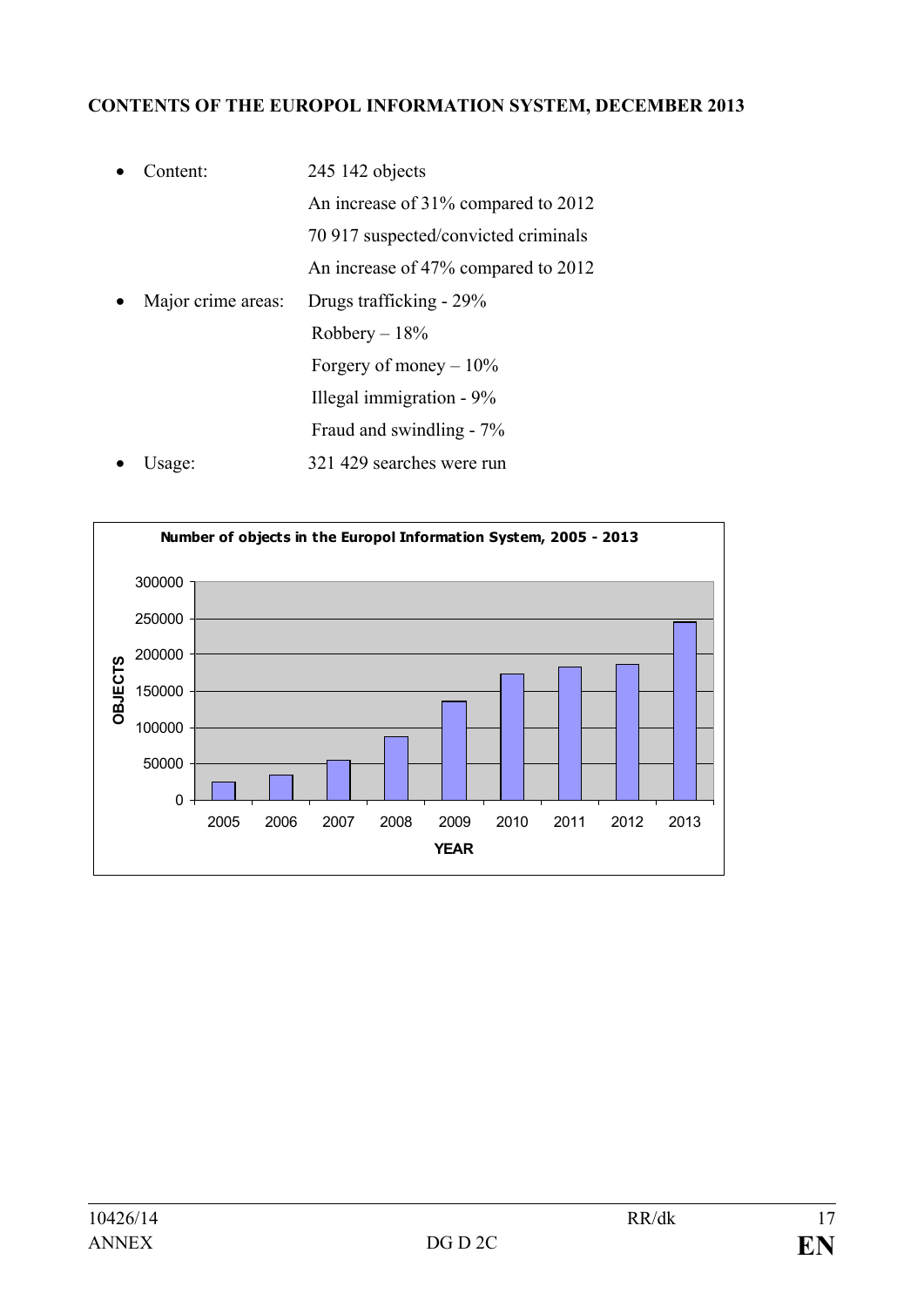**CONTENTS OF THE EUROPOL INFORMATION SYSTEM, DECEMBER 2013**

- Content: 245 142 objects
  An increase of 31% compared to 2012
  70 917 suspected/convicted criminals
  An increase of 47% compared to 2012
- Major crime areas: Drugs trafficking - 29%
  Robbery – 18%
  Forgery of money – 10%
  Illegal immigration - 9%
  Fraud and swindling - 7%
- Usage: 321 429 searches were run

**Number of objects in the Europol Information System, 2005 - 2013**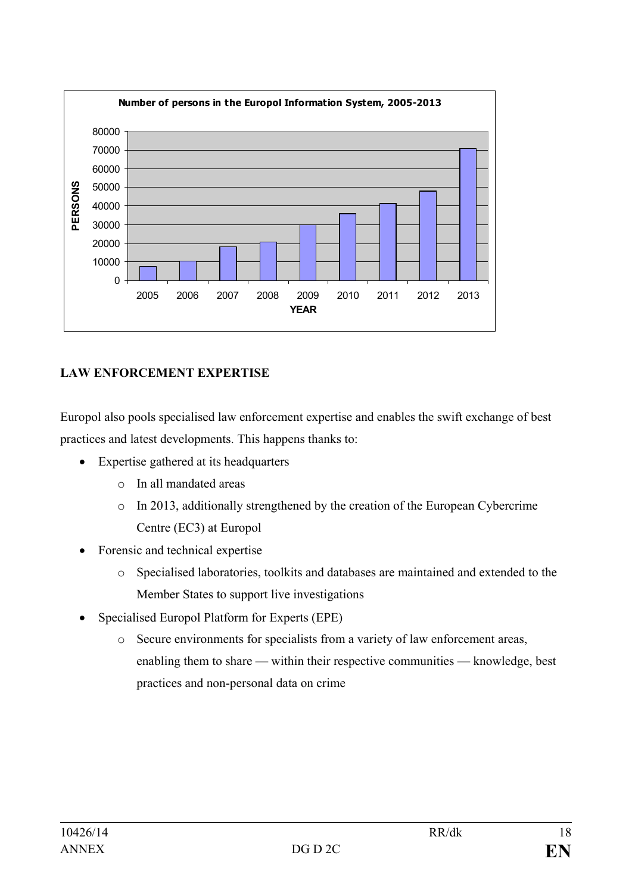**Number of persons in the Europol Information System, 2005-2013**

## LAW ENFORCEMENT EXPERTISE

Europol also pools specialised law enforcement expertise and enables the swift exchange of best practices and latest developments. This happens thanks to:

- Expertise gathered at its headquarters
  - In all mandated areas
  - In 2013, additionally strengthened by the creation of the European Cybercrime Centre (EC3) at Europol
- Forensic and technical expertise
  - Specialised laboratories, toolkits and databases are maintained and extended to the Member States to support live investigations
- Specialised Europol Platform for Experts (EPE)
  - Secure environments for specialists from a variety of law enforcement areas, enabling them to share — within their respective communities — knowledge, best practices and non-personal data on crime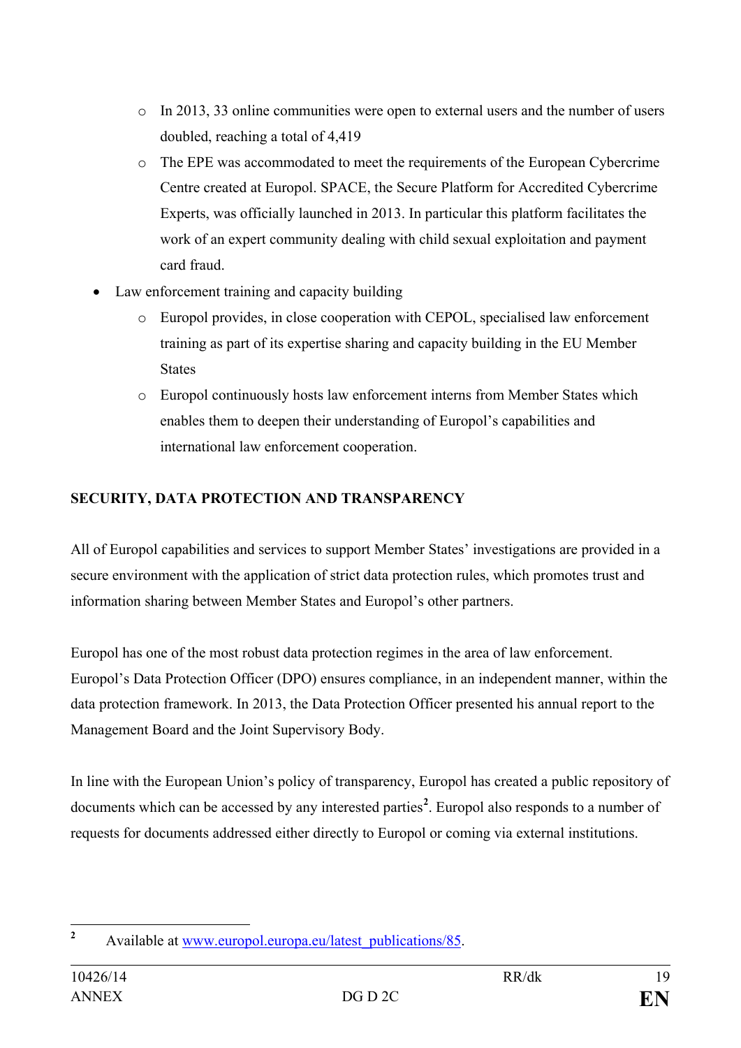- In 2013, 33 online communities were open to external users and the number of users doubled, reaching a total of 4,419
    - The EPE was accommodated to meet the requirements of the European Cybercrime Centre created at Europol. SPACE, the Secure Platform for Accredited Cybercrime Experts, was officially launched in 2013. In particular this platform facilitates the work of an expert community dealing with child sexual exploitation and payment card fraud.
- Law enforcement training and capacity building
    - Europol provides, in close cooperation with CEPOL, specialised law enforcement training as part of its expertise sharing and capacity building in the EU Member States
    - Europol continuously hosts law enforcement interns from Member States which enables them to deepen their understanding of Europol's capabilities and international law enforcement cooperation.

**SECURITY, DATA PROTECTION AND TRANSPARENCY**

All of Europol capabilities and services to support Member States' investigations are provided in a secure environment with the application of strict data protection rules, which promotes trust and information sharing between Member States and Europol's other partners.

Europol has one of the most robust data protection regimes in the area of law enforcement. Europol's Data Protection Officer (DPO) ensures compliance, in an independent manner, within the data protection framework. In 2013, the Data Protection Officer presented his annual report to the Management Board and the Joint Supervisory Body.

In line with the European Union's policy of transparency, Europol has created a public repository of documents which can be accessed by any interested parties[2]. Europol also responds to a number of requests for documents addressed either directly to Europol or coming via external institutions.

---

[2] Available at www.europol.europa.eu/latest_publications/85.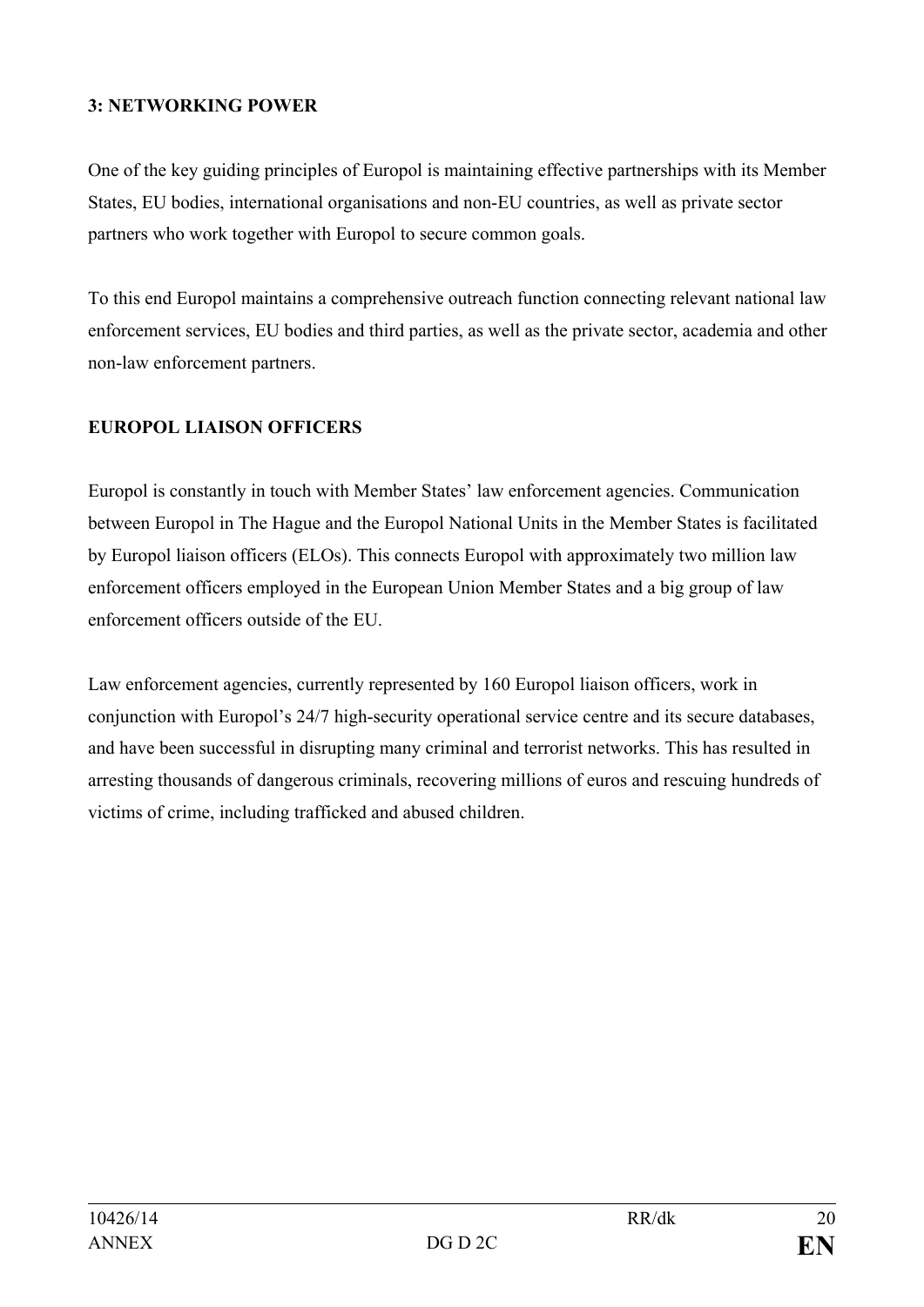## 3: NETWORKING POWER

One of the key guiding principles of Europol is maintaining effective partnerships with its Member States, EU bodies, international organisations and non-EU countries, as well as private sector partners who work together with Europol to secure common goals.

To this end Europol maintains a comprehensive outreach function connecting relevant national law enforcement services, EU bodies and third parties, as well as the private sector, academia and other non-law enforcement partners.

### EUROPOL LIAISON OFFICERS

Europol is constantly in touch with Member States' law enforcement agencies. Communication between Europol in The Hague and the Europol National Units in the Member States is facilitated by Europol liaison officers (ELOs). This connects Europol with approximately two million law enforcement officers employed in the European Union Member States and a big group of law enforcement officers outside of the EU.

Law enforcement agencies, currently represented by 160 Europol liaison officers, work in conjunction with Europol's 24/7 high-security operational service centre and its secure databases, and have been successful in disrupting many criminal and terrorist networks. This has resulted in arresting thousands of dangerous criminals, recovering millions of euros and rescuing hundreds of victims of crime, including trafficked and abused children.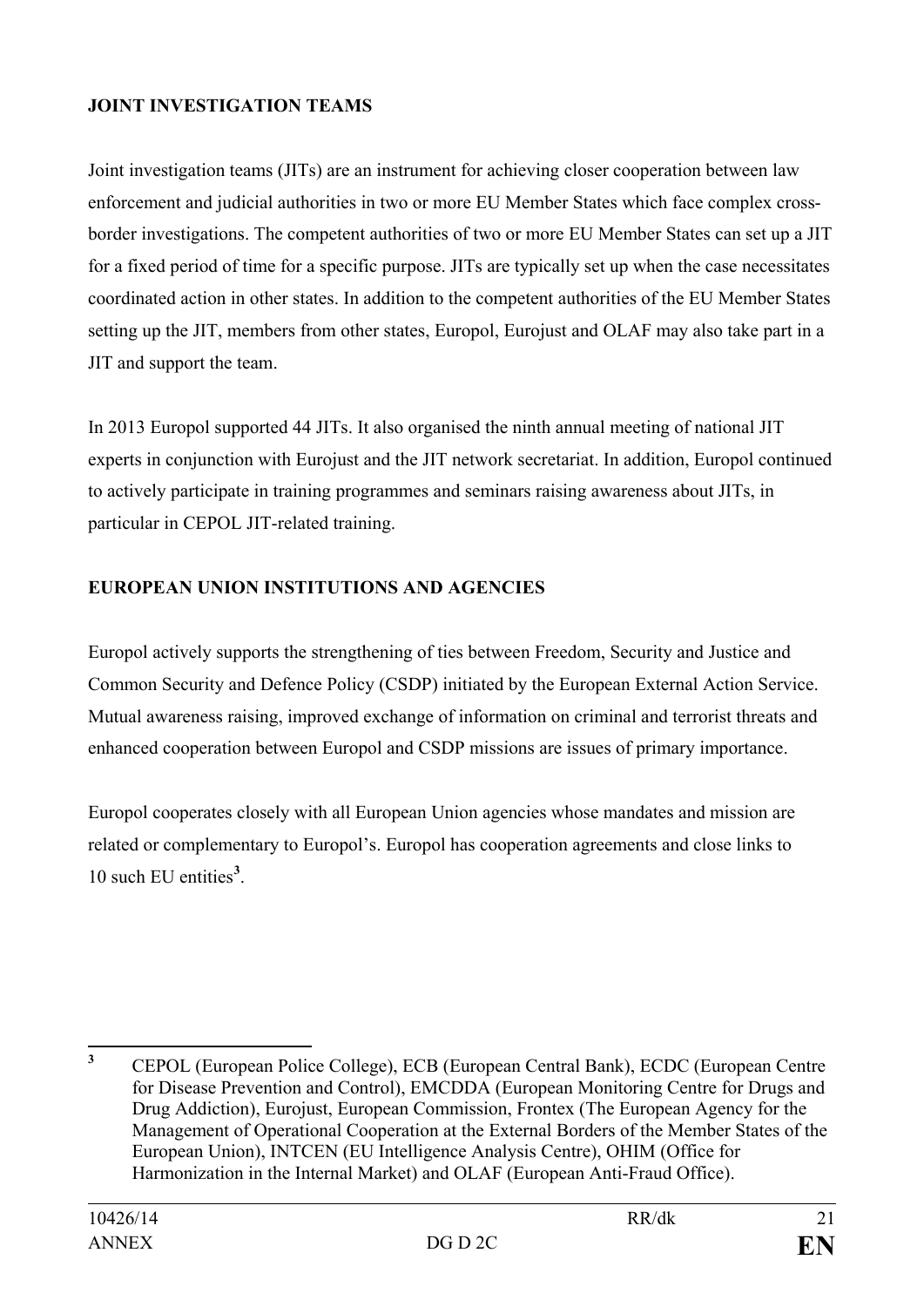**JOINT INVESTIGATION TEAMS**

Joint investigation teams (JITs) are an instrument for achieving closer cooperation between law enforcement and judicial authorities in two or more EU Member States which face complex cross-border investigations. The competent authorities of two or more EU Member States can set up a JIT for a fixed period of time for a specific purpose. JITs are typically set up when the case necessitates coordinated action in other states. In addition to the competent authorities of the EU Member States setting up the JIT, members from other states, Europol, Eurojust and OLAF may also take part in a JIT and support the team.

In 2013 Europol supported 44 JITs. It also organised the ninth annual meeting of national JIT experts in conjunction with Eurojust and the JIT network secretariat. In addition, Europol continued to actively participate in training programmes and seminars raising awareness about JITs, in particular in CEPOL JIT-related training.

**EUROPEAN UNION INSTITUTIONS AND AGENCIES**

Europol actively supports the strengthening of ties between Freedom, Security and Justice and Common Security and Defence Policy (CSDP) initiated by the European External Action Service. Mutual awareness raising, improved exchange of information on criminal and terrorist threats and enhanced cooperation between Europol and CSDP missions are issues of primary importance.

Europol cooperates closely with all European Union agencies whose mandates and mission are related or complementary to Europol's. Europol has cooperation agreements and close links to 10 such EU entities[3].

[3] CEPOL (European Police College), ECB (European Central Bank), ECDC (European Centre for Disease Prevention and Control), EMCDDA (European Monitoring Centre for Drugs and Drug Addiction), Eurojust, European Commission, Frontex (The European Agency for the Management of Operational Cooperation at the External Borders of the Member States of the European Union), INTCEN (EU Intelligence Analysis Centre), OHIM (Office for Harmonization in the Internal Market) and OLAF (European Anti-Fraud Office).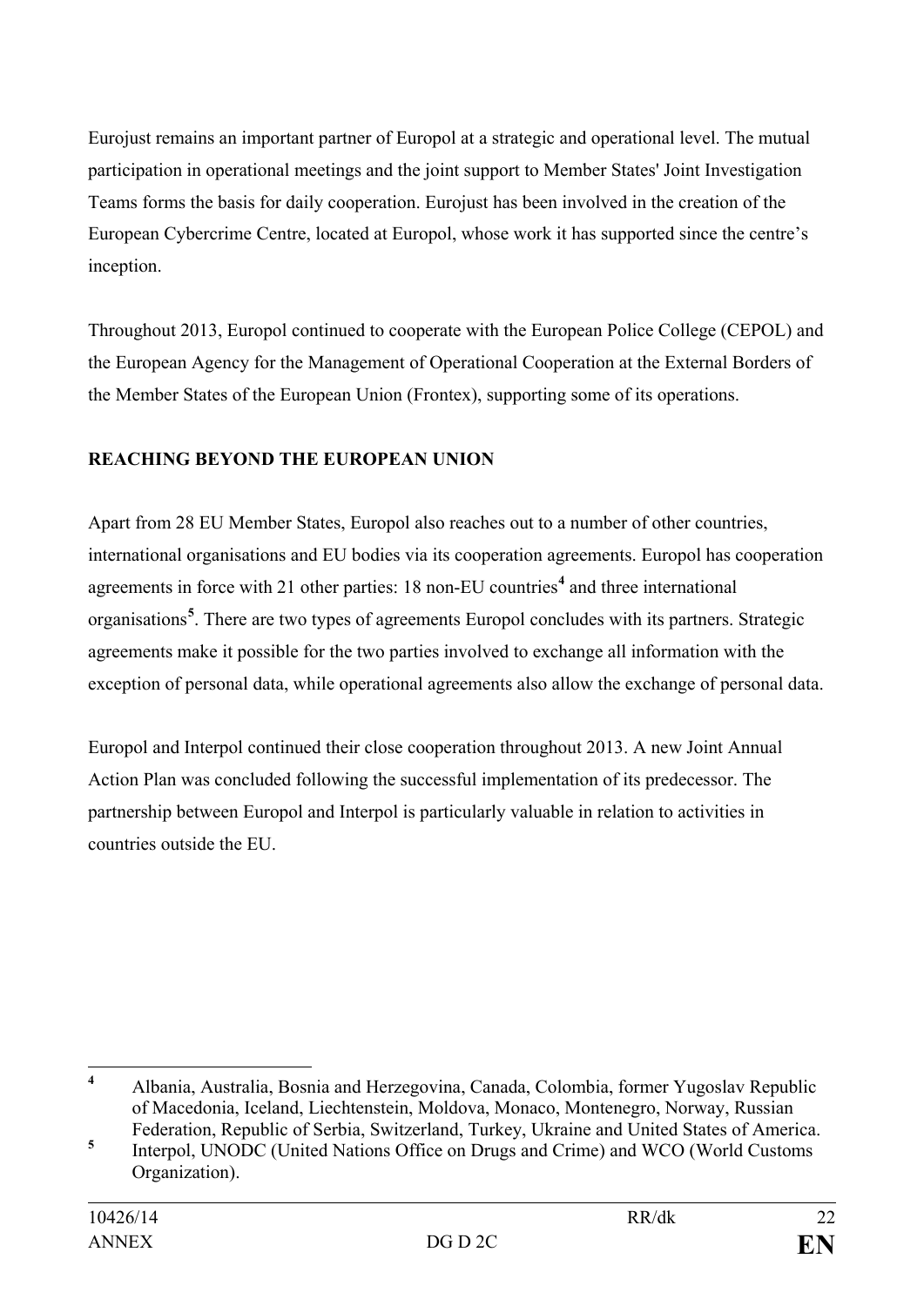Eurojust remains an important partner of Europol at a strategic and operational level. The mutual participation in operational meetings and the joint support to Member States' Joint Investigation Teams forms the basis for daily cooperation. Eurojust has been involved in the creation of the European Cybercrime Centre, located at Europol, whose work it has supported since the centre's inception.

Throughout 2013, Europol continued to cooperate with the European Police College (CEPOL) and the European Agency for the Management of Operational Cooperation at the External Borders of the Member States of the European Union (Frontex), supporting some of its operations.

**REACHING BEYOND THE EUROPEAN UNION**

Apart from 28 EU Member States, Europol also reaches out to a number of other countries, international organisations and EU bodies via its cooperation agreements. Europol has cooperation agreements in force with 21 other parties: 18 non-EU countries[4] and three international organisations[5]. There are two types of agreements Europol concludes with its partners. Strategic agreements make it possible for the two parties involved to exchange all information with the exception of personal data, while operational agreements also allow the exchange of personal data.

Europol and Interpol continued their close cooperation throughout 2013. A new Joint Annual Action Plan was concluded following the successful implementation of its predecessor. The partnership between Europol and Interpol is particularly valuable in relation to activities in countries outside the EU.

---

[4] Albania, Australia, Bosnia and Herzegovina, Canada, Colombia, former Yugoslav Republic of Macedonia, Iceland, Liechtenstein, Moldova, Monaco, Montenegro, Norway, Russian Federation, Republic of Serbia, Switzerland, Turkey, Ukraine and United States of America.

[5] Interpol, UNODC (United Nations Office on Drugs and Crime) and WCO (World Customs Organization).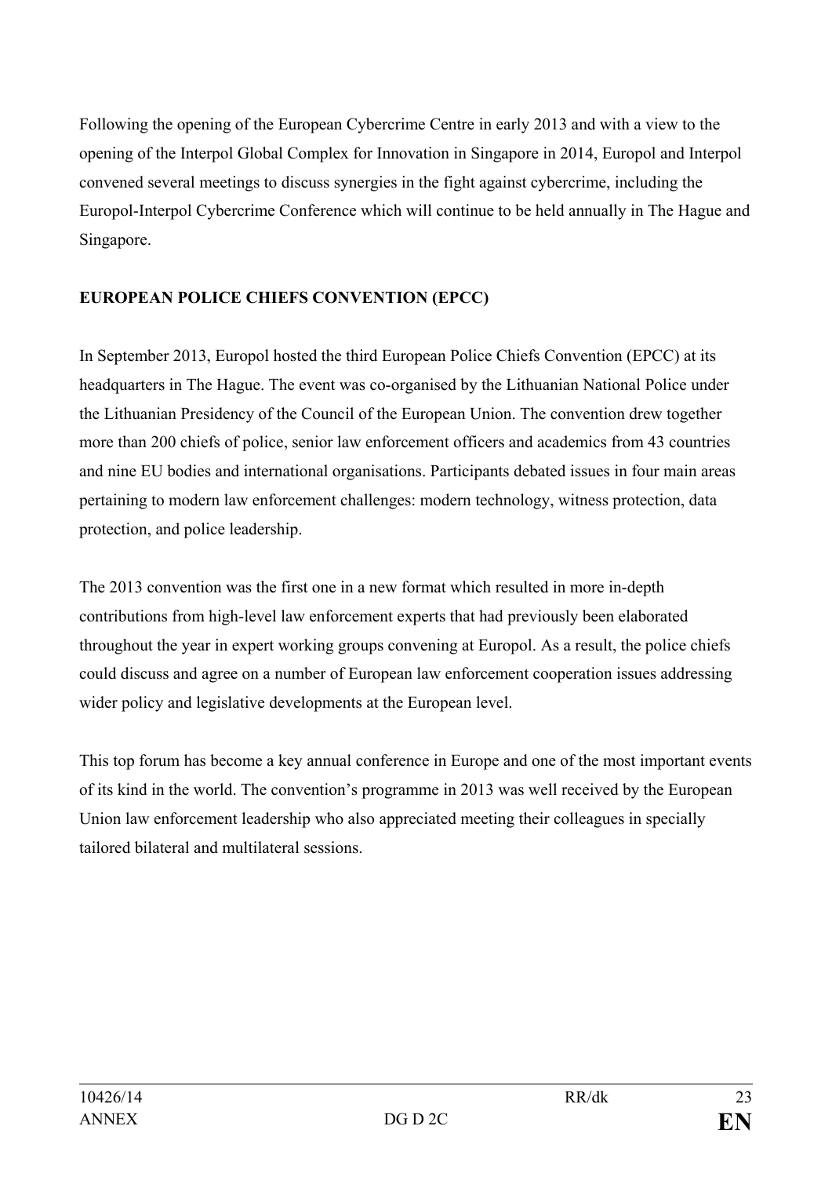Following the opening of the European Cybercrime Centre in early 2013 and with a view to the opening of the Interpol Global Complex for Innovation in Singapore in 2014, Europol and Interpol convened several meetings to discuss synergies in the fight against cybercrime, including the Europol-Interpol Cybercrime Conference which will continue to be held annually in The Hague and Singapore.

**EUROPEAN POLICE CHIEFS CONVENTION (EPCC)**

In September 2013, Europol hosted the third European Police Chiefs Convention (EPCC) at its headquarters in The Hague. The event was co-organised by the Lithuanian National Police under the Lithuanian Presidency of the Council of the European Union. The convention drew together more than 200 chiefs of police, senior law enforcement officers and academics from 43 countries and nine EU bodies and international organisations. Participants debated issues in four main areas pertaining to modern law enforcement challenges: modern technology, witness protection, data protection, and police leadership.

The 2013 convention was the first one in a new format which resulted in more in-depth contributions from high-level law enforcement experts that had previously been elaborated throughout the year in expert working groups convening at Europol. As a result, the police chiefs could discuss and agree on a number of European law enforcement cooperation issues addressing wider policy and legislative developments at the European level.

This top forum has become a key annual conference in Europe and one of the most important events of its kind in the world. The convention's programme in 2013 was well received by the European Union law enforcement leadership who also appreciated meeting their colleagues in specially tailored bilateral and multilateral sessions.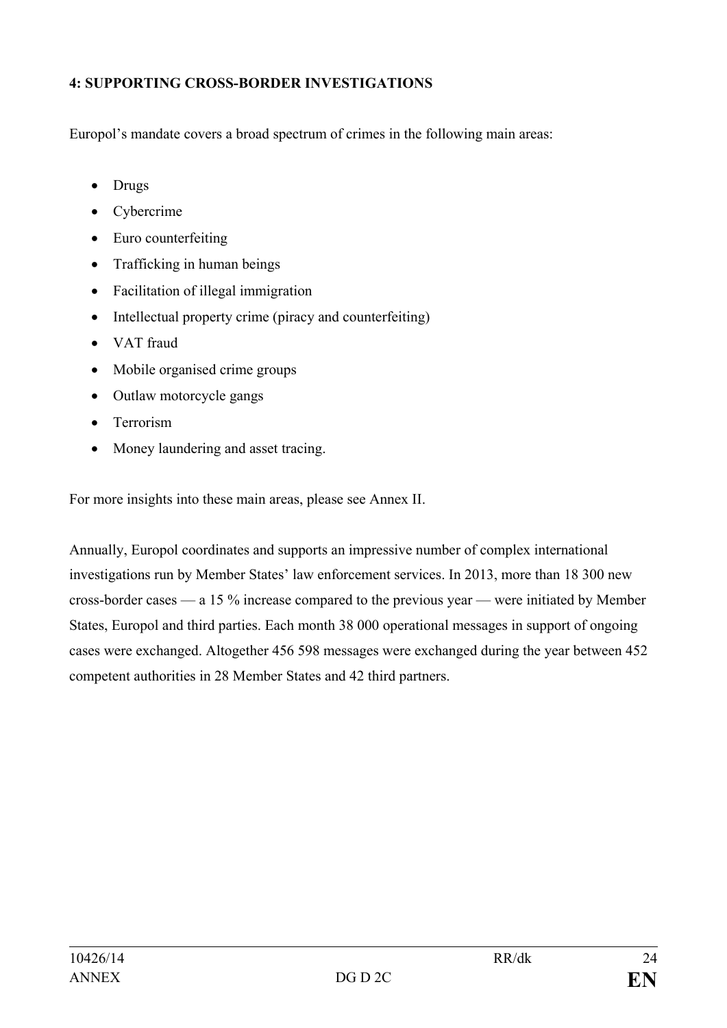**4: SUPPORTING CROSS-BORDER INVESTIGATIONS**

Europol's mandate covers a broad spectrum of crimes in the following main areas:

- Drugs
- Cybercrime
- Euro counterfeiting
- Trafficking in human beings
- Facilitation of illegal immigration
- Intellectual property crime (piracy and counterfeiting)
- VAT fraud
- Mobile organised crime groups
- Outlaw motorcycle gangs
- Terrorism
- Money laundering and asset tracing.

For more insights into these main areas, please see Annex II.

Annually, Europol coordinates and supports an impressive number of complex international investigations run by Member States' law enforcement services. In 2013, more than 18 300 new cross-border cases — a 15 % increase compared to the previous year — were initiated by Member States, Europol and third parties. Each month 38 000 operational messages in support of ongoing cases were exchanged. Altogether 456 598 messages were exchanged during the year between 452 competent authorities in 28 Member States and 42 third partners.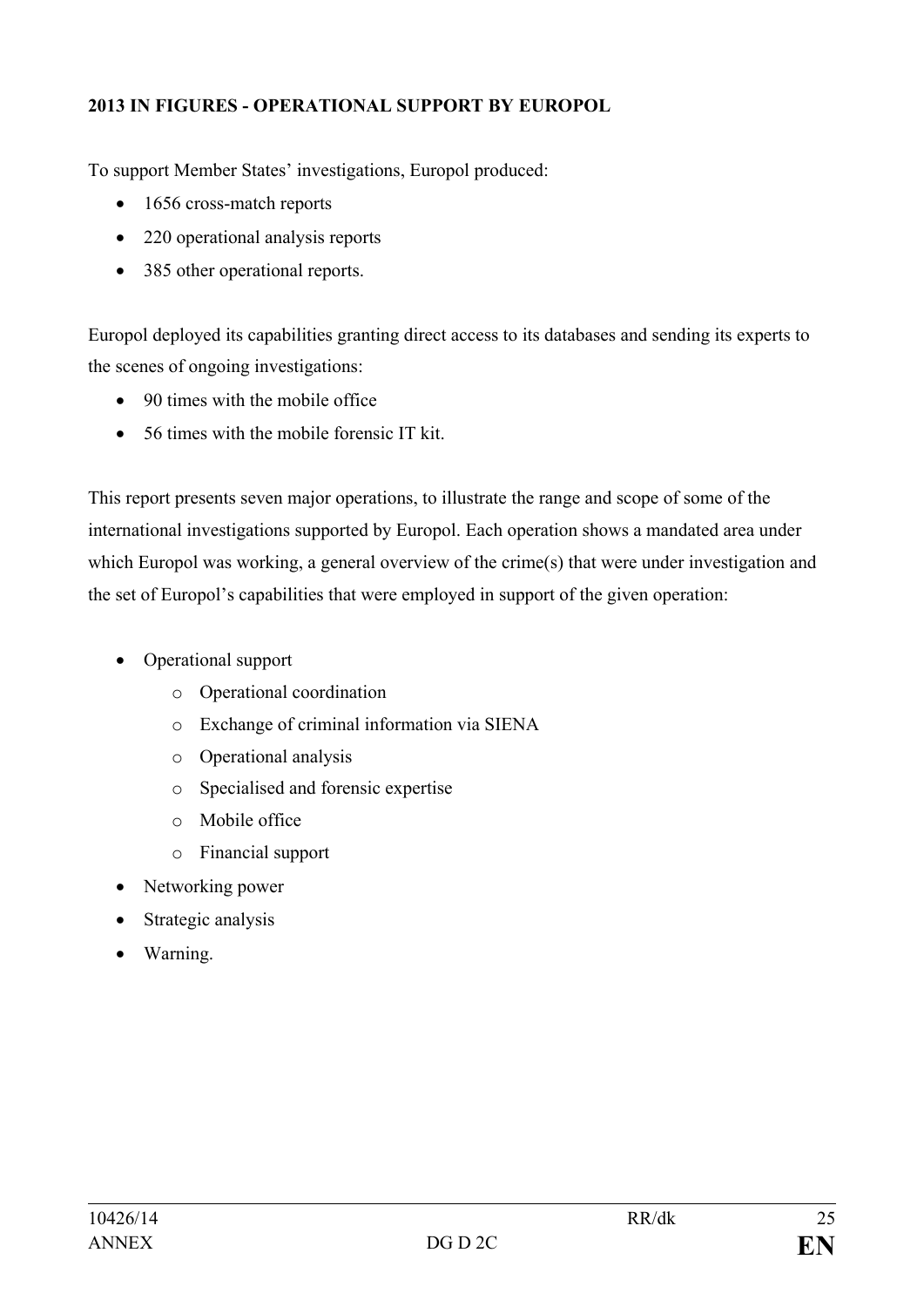## 2013 IN FIGURES - OPERATIONAL SUPPORT BY EUROPOL

To support Member States' investigations, Europol produced:

- 1656 cross-match reports
- 220 operational analysis reports
- 385 other operational reports.

Europol deployed its capabilities granting direct access to its databases and sending its experts to the scenes of ongoing investigations:

- 90 times with the mobile office
- 56 times with the mobile forensic IT kit.

This report presents seven major operations, to illustrate the range and scope of some of the international investigations supported by Europol. Each operation shows a mandated area under which Europol was working, a general overview of the crime(s) that were under investigation and the set of Europol's capabilities that were employed in support of the given operation:

- Operational support
  - Operational coordination
  - Exchange of criminal information via SIENA
  - Operational analysis
  - Specialised and forensic expertise
  - Mobile office
  - Financial support
- Networking power
- Strategic analysis
- Warning.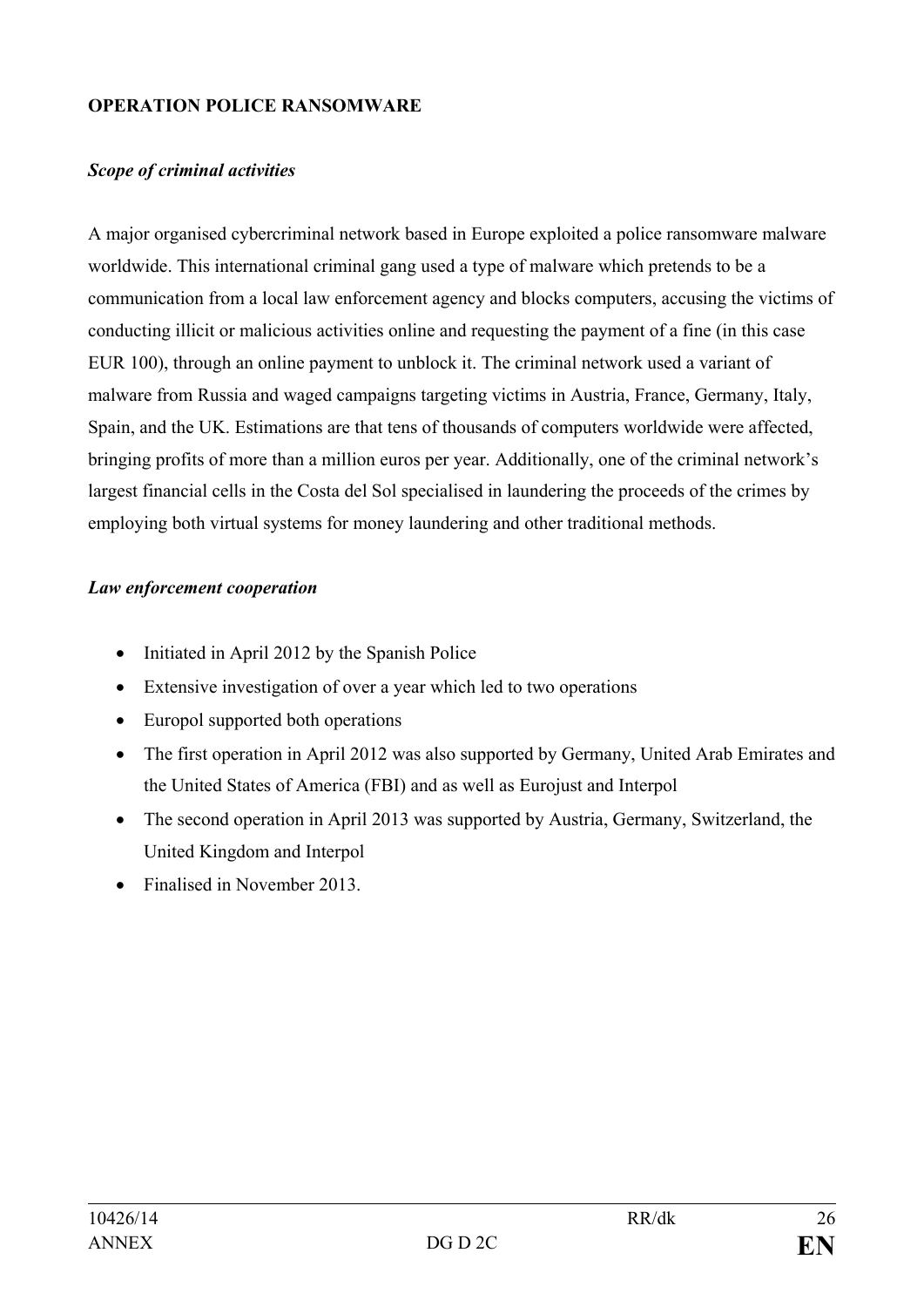**OPERATION POLICE RANSOMWARE**

***Scope of criminal activities***

A major organised cybercriminal network based in Europe exploited a police ransomware malware worldwide. This international criminal gang used a type of malware which pretends to be a communication from a local law enforcement agency and blocks computers, accusing the victims of conducting illicit or malicious activities online and requesting the payment of a fine (in this case EUR 100), through an online payment to unblock it. The criminal network used a variant of malware from Russia and waged campaigns targeting victims in Austria, France, Germany, Italy, Spain, and the UK. Estimations are that tens of thousands of computers worldwide were affected, bringing profits of more than a million euros per year. Additionally, one of the criminal network's largest financial cells in the Costa del Sol specialised in laundering the proceeds of the crimes by employing both virtual systems for money laundering and other traditional methods.

***Law enforcement cooperation***

- Initiated in April 2012 by the Spanish Police
- Extensive investigation of over a year which led to two operations
- Europol supported both operations
- The first operation in April 2012 was also supported by Germany, United Arab Emirates and the United States of America (FBI) and as well as Eurojust and Interpol
- The second operation in April 2013 was supported by Austria, Germany, Switzerland, the United Kingdom and Interpol
- Finalised in November 2013.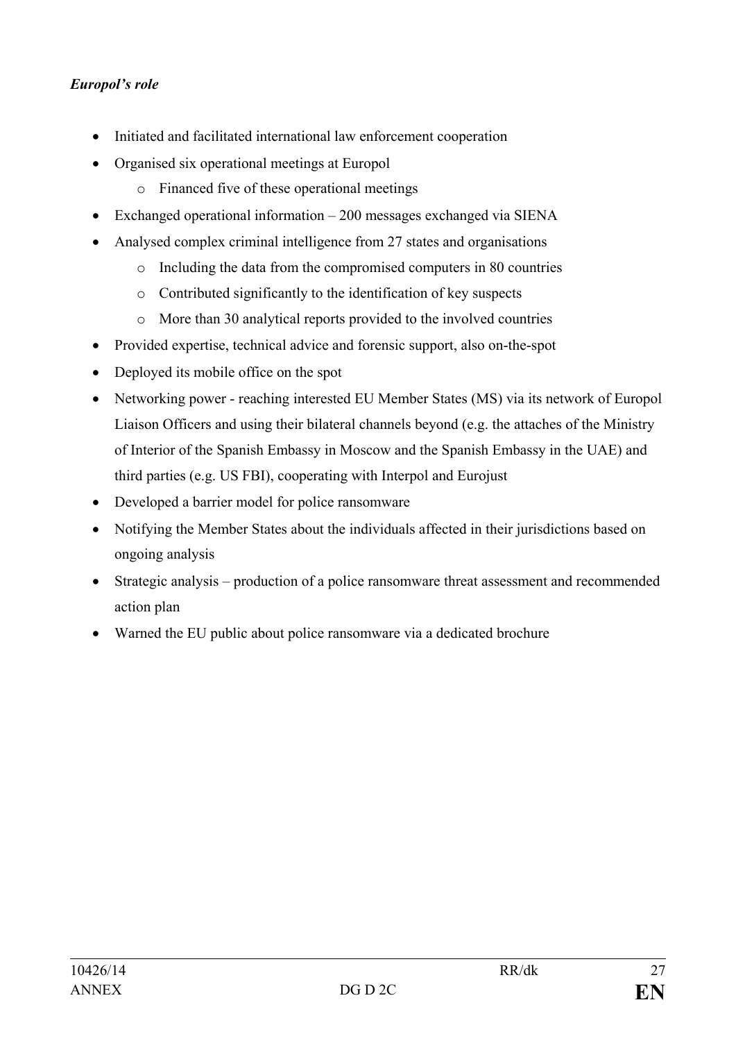*Europol's role*

- Initiated and facilitated international law enforcement cooperation
- Organised six operational meetings at Europol
  - Financed five of these operational meetings
- Exchanged operational information – 200 messages exchanged via SIENA
- Analysed complex criminal intelligence from 27 states and organisations
  - Including the data from the compromised computers in 80 countries
  - Contributed significantly to the identification of key suspects
  - More than 30 analytical reports provided to the involved countries
- Provided expertise, technical advice and forensic support, also on-the-spot
- Deployed its mobile office on the spot
- Networking power - reaching interested EU Member States (MS) via its network of Europol Liaison Officers and using their bilateral channels beyond (e.g. the attaches of the Ministry of Interior of the Spanish Embassy in Moscow and the Spanish Embassy in the UAE) and third parties (e.g. US FBI), cooperating with Interpol and Eurojust
- Developed a barrier model for police ransomware
- Notifying the Member States about the individuals affected in their jurisdictions based on ongoing analysis
- Strategic analysis – production of a police ransomware threat assessment and recommended action plan
- Warned the EU public about police ransomware via a dedicated brochure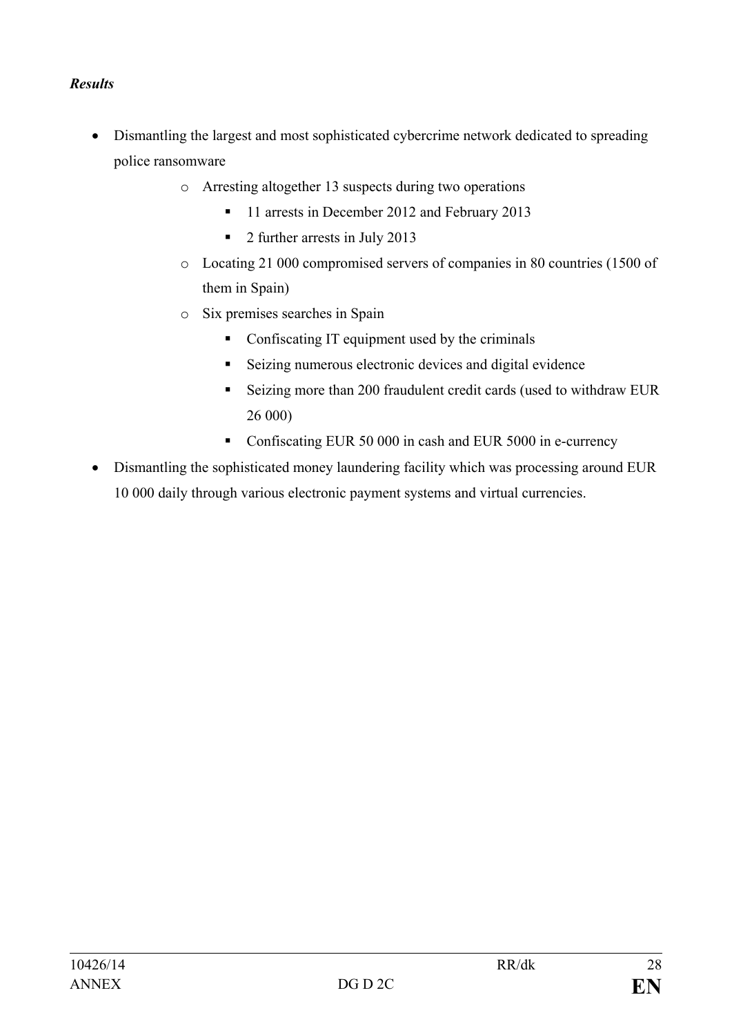***Results***

- Dismantling the largest and most sophisticated cybercrime network dedicated to spreading police ransomware
    - Arresting altogether 13 suspects during two operations
        - 11 arrests in December 2012 and February 2013
        - 2 further arrests in July 2013
    - Locating 21 000 compromised servers of companies in 80 countries (1500 of them in Spain)
    - Six premises searches in Spain
        - Confiscating IT equipment used by the criminals
        - Seizing numerous electronic devices and digital evidence
        - Seizing more than 200 fraudulent credit cards (used to withdraw EUR 26 000)
        - Confiscating EUR 50 000 in cash and EUR 5000 in e-currency
- Dismantling the sophisticated money laundering facility which was processing around EUR 10 000 daily through various electronic payment systems and virtual currencies.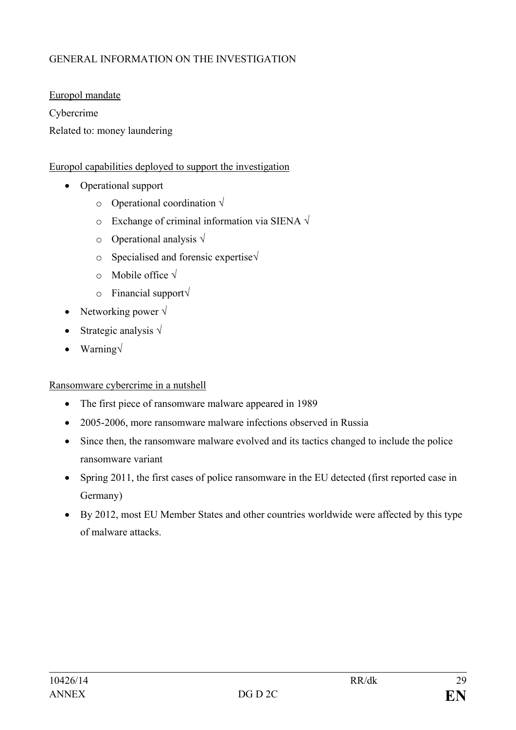GENERAL INFORMATION ON THE INVESTIGATION

Europol mandate

Cybercrime

Related to: money laundering

Europol capabilities deployed to support the investigation

- Operational support
  - Operational coordination √
  - Exchange of criminal information via SIENA √
  - Operational analysis √
  - Specialised and forensic expertise√
  - Mobile office √
  - Financial support√
- Networking power √
- Strategic analysis √
- Warning√

Ransomware cybercrime in a nutshell

- The first piece of ransomware malware appeared in 1989
- 2005-2006, more ransomware malware infections observed in Russia
- Since then, the ransomware malware evolved and its tactics changed to include the police ransomware variant
- Spring 2011, the first cases of police ransomware in the EU detected (first reported case in Germany)
- By 2012, most EU Member States and other countries worldwide were affected by this type of malware attacks.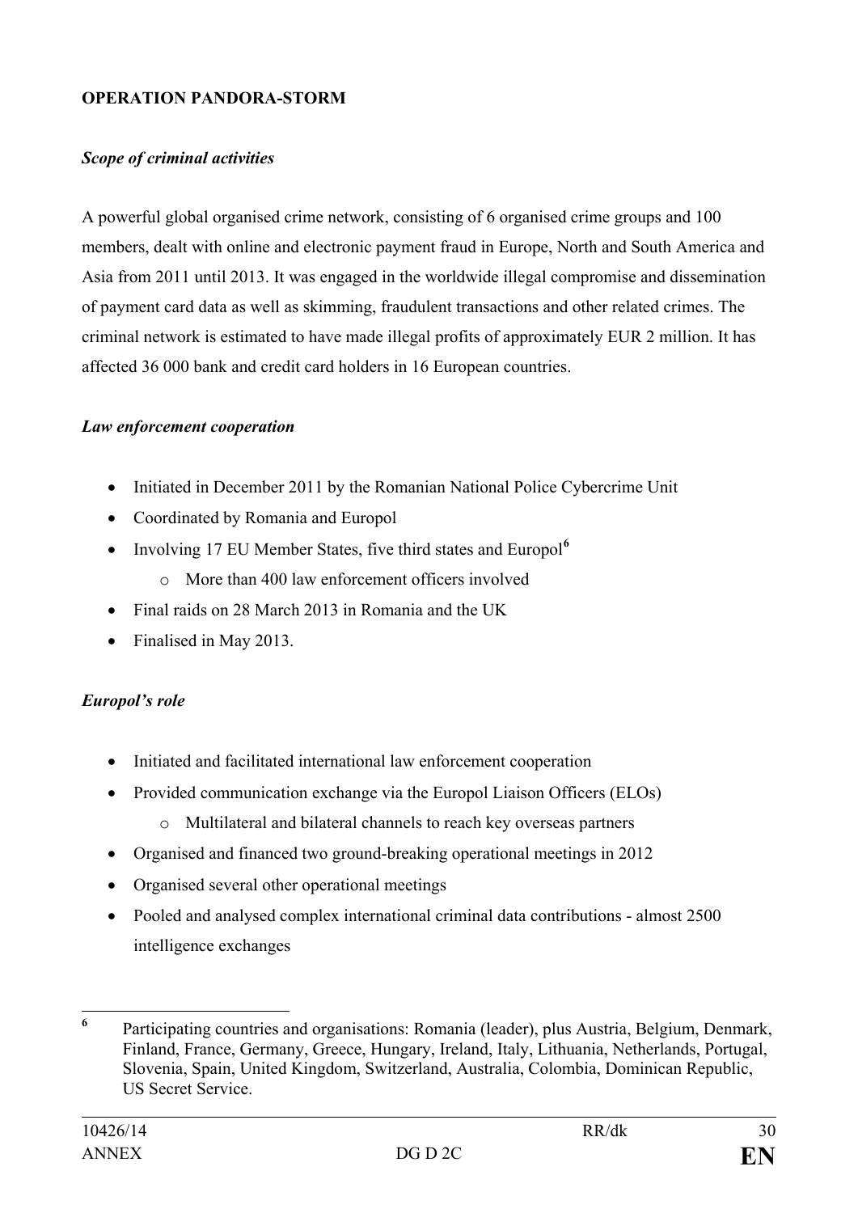**OPERATION PANDORA-STORM**

***Scope of criminal activities***

A powerful global organised crime network, consisting of 6 organised crime groups and 100 members, dealt with online and electronic payment fraud in Europe, North and South America and Asia from 2011 until 2013. It was engaged in the worldwide illegal compromise and dissemination of payment card data as well as skimming, fraudulent transactions and other related crimes. The criminal network is estimated to have made illegal profits of approximately EUR 2 million. It has affected 36 000 bank and credit card holders in 16 European countries.

***Law enforcement cooperation***

- Initiated in December 2011 by the Romanian National Police Cybercrime Unit
- Coordinated by Romania and Europol
- Involving 17 EU Member States, five third states and Europol[6]
    - More than 400 law enforcement officers involved
- Final raids on 28 March 2013 in Romania and the UK
- Finalised in May 2013.

***Europol's role***

- Initiated and facilitated international law enforcement cooperation
- Provided communication exchange via the Europol Liaison Officers (ELOs)
    - Multilateral and bilateral channels to reach key overseas partners
- Organised and financed two ground-breaking operational meetings in 2012
- Organised several other operational meetings
- Pooled and analysed complex international criminal data contributions - almost 2500 intelligence exchanges

---

[6] Participating countries and organisations: Romania (leader), plus Austria, Belgium, Denmark, Finland, France, Germany, Greece, Hungary, Ireland, Italy, Lithuania, Netherlands, Portugal, Slovenia, Spain, United Kingdom, Switzerland, Australia, Colombia, Dominican Republic, US Secret Service.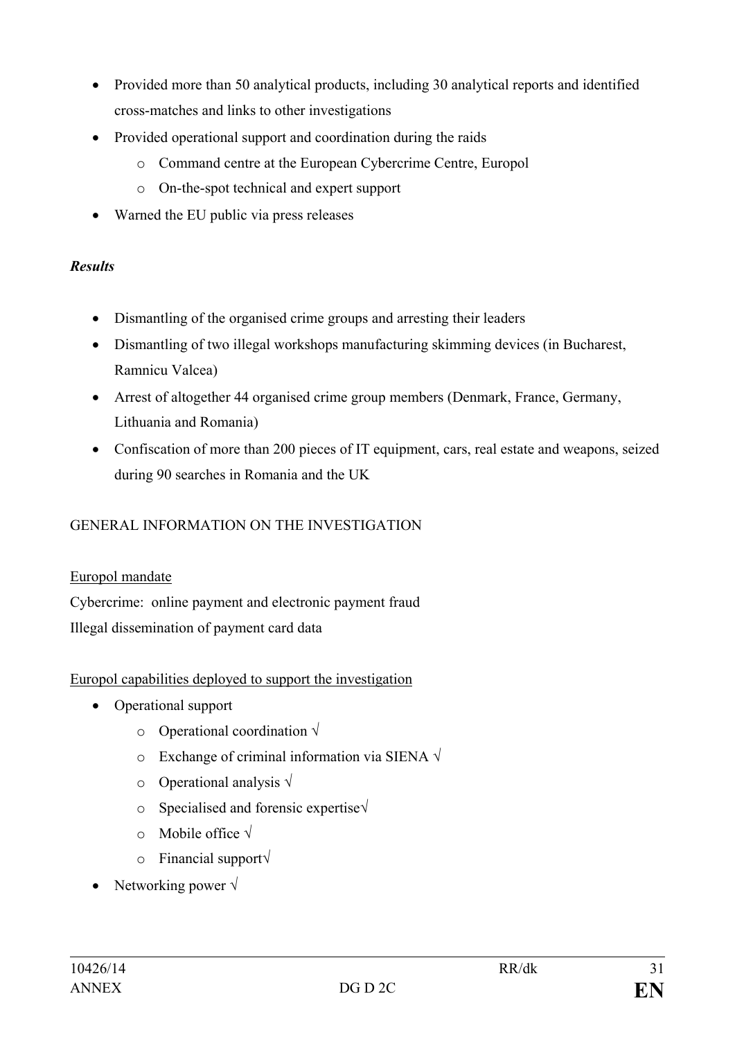- Provided more than 50 analytical products, including 30 analytical reports and identified cross-matches and links to other investigations
- Provided operational support and coordination during the raids
  - Command centre at the European Cybercrime Centre, Europol
  - On-the-spot technical and expert support
- Warned the EU public via press releases

***Results***

- Dismantling of the organised crime groups and arresting their leaders
- Dismantling of two illegal workshops manufacturing skimming devices (in Bucharest, Ramnicu Valcea)
- Arrest of altogether 44 organised crime group members (Denmark, France, Germany, Lithuania and Romania)
- Confiscation of more than 200 pieces of IT equipment, cars, real estate and weapons, seized during 90 searches in Romania and the UK

GENERAL INFORMATION ON THE INVESTIGATION

<u>Europol mandate</u>

Cybercrime: online payment and electronic payment fraud

Illegal dissemination of payment card data

<u>Europol capabilities deployed to support the investigation</u>

- Operational support
  - Operational coordination √
  - Exchange of criminal information via SIENA √
  - Operational analysis √
  - Specialised and forensic expertise√
  - Mobile office √
  - Financial support√
- Networking power √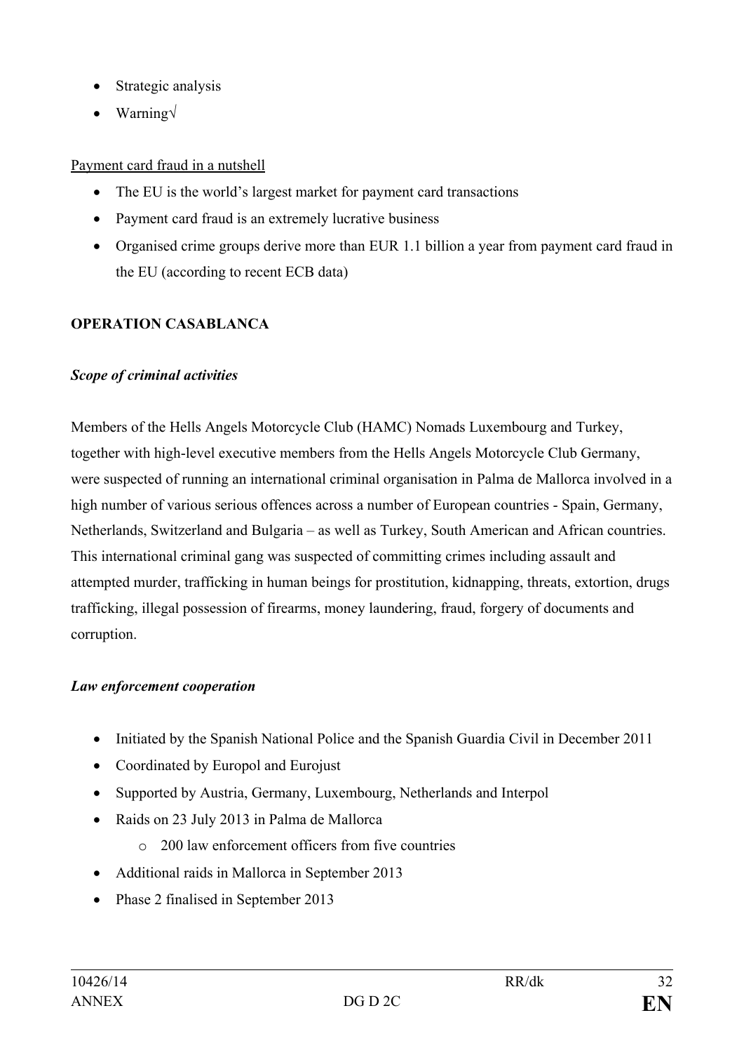- Strategic analysis
- Warning√

Payment card fraud in a nutshell

- The EU is the world's largest market for payment card transactions
- Payment card fraud is an extremely lucrative business
- Organised crime groups derive more than EUR 1.1 billion a year from payment card fraud in the EU (according to recent ECB data)

**OPERATION CASABLANCA**

***Scope of criminal activities***

Members of the Hells Angels Motorcycle Club (HAMC) Nomads Luxembourg and Turkey, together with high-level executive members from the Hells Angels Motorcycle Club Germany, were suspected of running an international criminal organisation in Palma de Mallorca involved in a high number of various serious offences across a number of European countries - Spain, Germany, Netherlands, Switzerland and Bulgaria – as well as Turkey, South American and African countries. This international criminal gang was suspected of committing crimes including assault and attempted murder, trafficking in human beings for prostitution, kidnapping, threats, extortion, drugs trafficking, illegal possession of firearms, money laundering, fraud, forgery of documents and corruption.

***Law enforcement cooperation***

- Initiated by the Spanish National Police and the Spanish Guardia Civil in December 2011
- Coordinated by Europol and Eurojust
- Supported by Austria, Germany, Luxembourg, Netherlands and Interpol
- Raids on 23 July 2013 in Palma de Mallorca
  - 200 law enforcement officers from five countries
- Additional raids in Mallorca in September 2013
- Phase 2 finalised in September 2013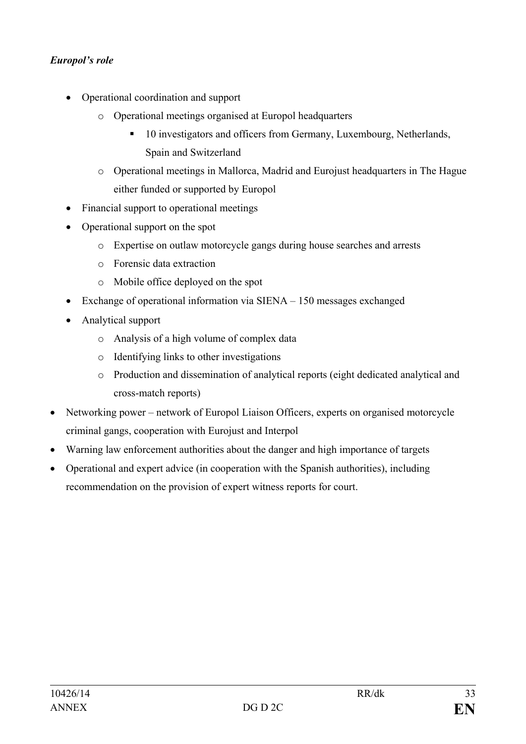*Europol's role*

- Operational coordination and support
    - Operational meetings organised at Europol headquarters
        - 10 investigators and officers from Germany, Luxembourg, Netherlands, Spain and Switzerland
    - Operational meetings in Mallorca, Madrid and Eurojust headquarters in The Hague either funded or supported by Europol
- Financial support to operational meetings
- Operational support on the spot
    - Expertise on outlaw motorcycle gangs during house searches and arrests
    - Forensic data extraction
    - Mobile office deployed on the spot
- Exchange of operational information via SIENA – 150 messages exchanged
- Analytical support
    - Analysis of a high volume of complex data
    - Identifying links to other investigations
    - Production and dissemination of analytical reports (eight dedicated analytical and cross-match reports)

- Networking power – network of Europol Liaison Officers, experts on organised motorcycle criminal gangs, cooperation with Eurojust and Interpol
- Warning law enforcement authorities about the danger and high importance of targets
- Operational and expert advice (in cooperation with the Spanish authorities), including recommendation on the provision of expert witness reports for court.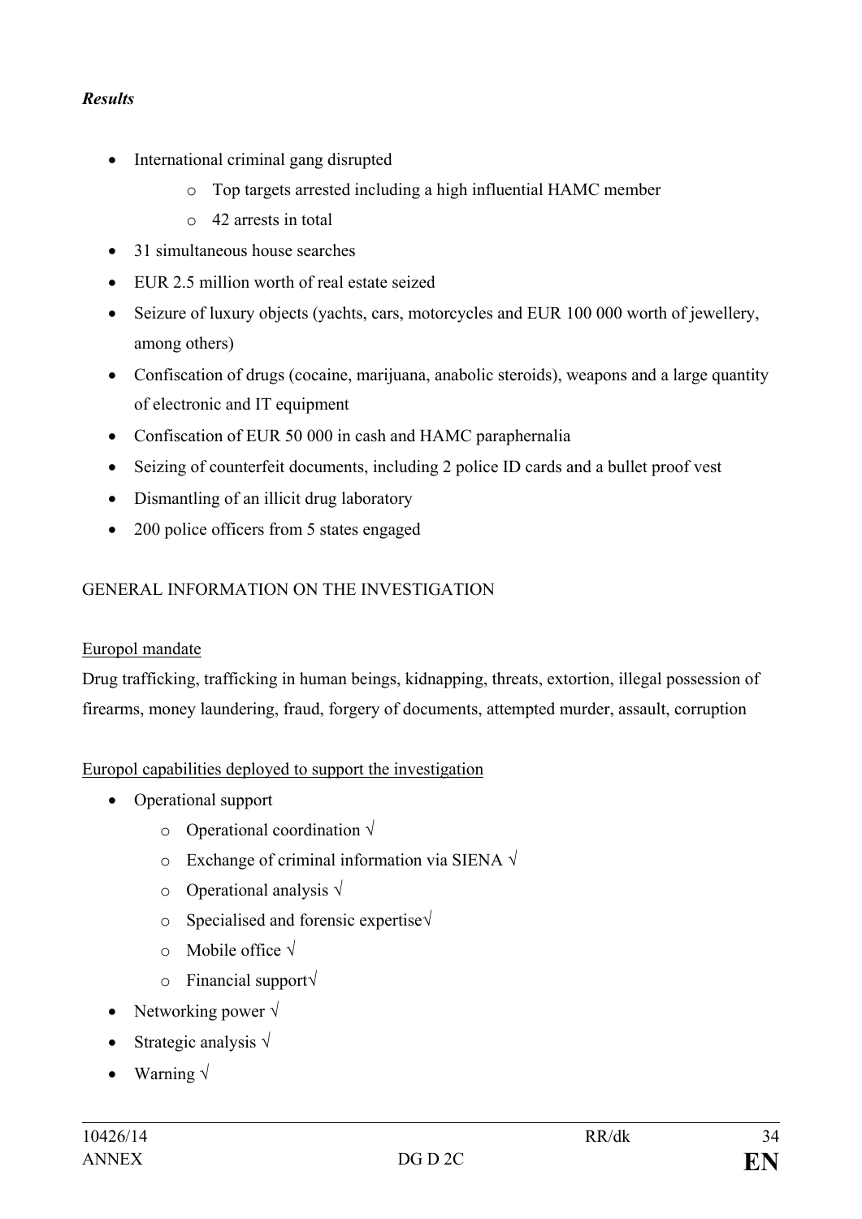***Results***

- International criminal gang disrupted
    - Top targets arrested including a high influential HAMC member
    - 42 arrests in total
- 31 simultaneous house searches
- EUR 2.5 million worth of real estate seized
- Seizure of luxury objects (yachts, cars, motorcycles and EUR 100 000 worth of jewellery, among others)
- Confiscation of drugs (cocaine, marijuana, anabolic steroids), weapons and a large quantity of electronic and IT equipment
- Confiscation of EUR 50 000 in cash and HAMC paraphernalia
- Seizing of counterfeit documents, including 2 police ID cards and a bullet proof vest
- Dismantling of an illicit drug laboratory
- 200 police officers from 5 states engaged

GENERAL INFORMATION ON THE INVESTIGATION

<u>Europol mandate</u>

Drug trafficking, trafficking in human beings, kidnapping, threats, extortion, illegal possession of firearms, money laundering, fraud, forgery of documents, attempted murder, assault, corruption

<u>Europol capabilities deployed to support the investigation</u>

- Operational support
    - Operational coordination √
    - Exchange of criminal information via SIENA √
    - Operational analysis √
    - Specialised and forensic expertise√
    - Mobile office √
    - Financial support√
- Networking power √
- Strategic analysis √
- Warning √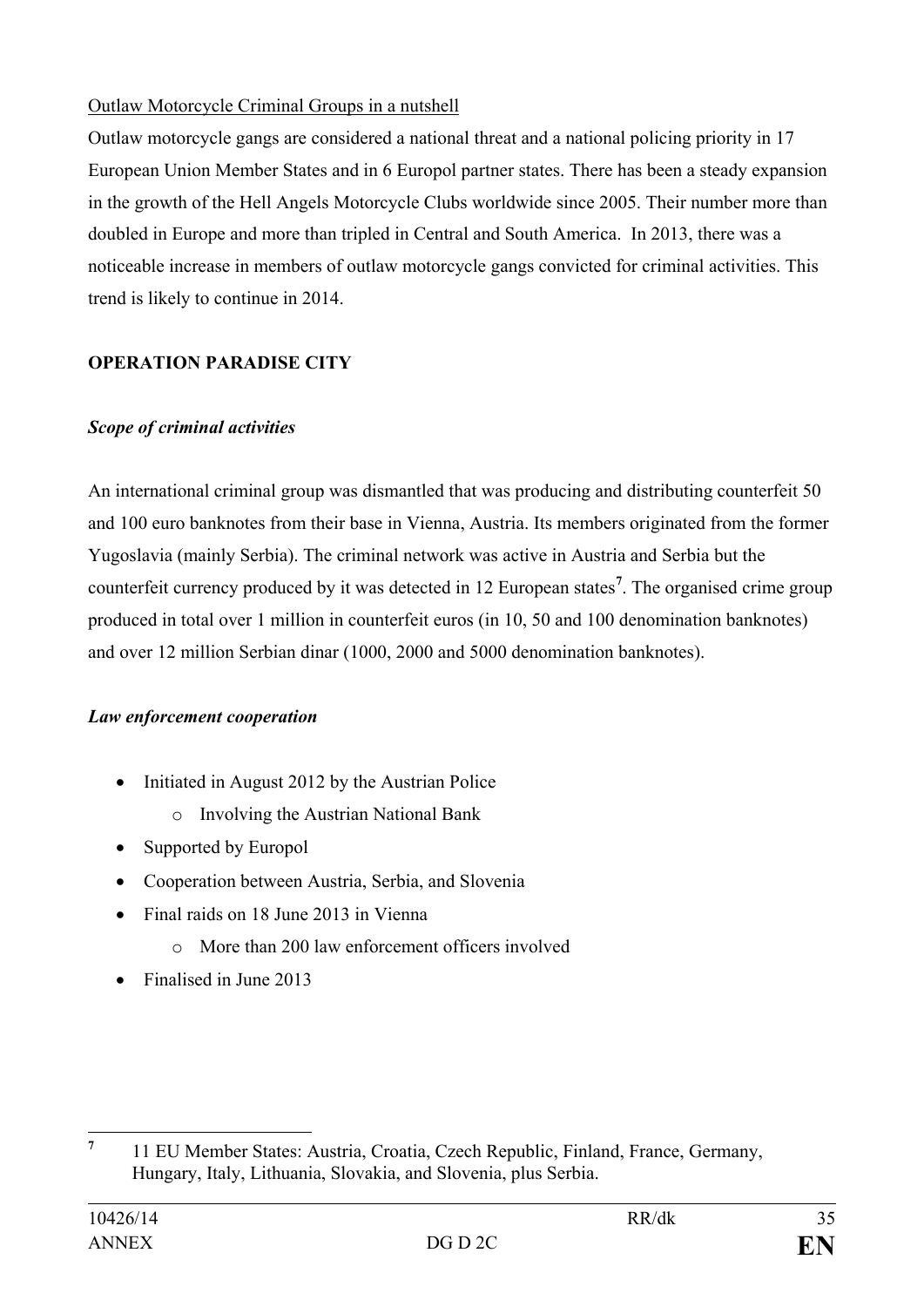Outlaw Motorcycle Criminal Groups in a nutshell

Outlaw motorcycle gangs are considered a national threat and a national policing priority in 17 European Union Member States and in 6 Europol partner states. There has been a steady expansion in the growth of the Hell Angels Motorcycle Clubs worldwide since 2005. Their number more than doubled in Europe and more than tripled in Central and South America. In 2013, there was a noticeable increase in members of outlaw motorcycle gangs convicted for criminal activities. This trend is likely to continue in 2014.

**OPERATION PARADISE CITY**

***Scope of criminal activities***

An international criminal group was dismantled that was producing and distributing counterfeit 50 and 100 euro banknotes from their base in Vienna, Austria. Its members originated from the former Yugoslavia (mainly Serbia). The criminal network was active in Austria and Serbia but the counterfeit currency produced by it was detected in 12 European states[7]. The organised crime group produced in total over 1 million in counterfeit euros (in 10, 50 and 100 denomination banknotes) and over 12 million Serbian dinar (1000, 2000 and 5000 denomination banknotes).

***Law enforcement cooperation***

- Initiated in August 2012 by the Austrian Police
  - Involving the Austrian National Bank
- Supported by Europol
- Cooperation between Austria, Serbia, and Slovenia
- Final raids on 18 June 2013 in Vienna
  - More than 200 law enforcement officers involved
- Finalised in June 2013

[7] 11 EU Member States: Austria, Croatia, Czech Republic, Finland, France, Germany, Hungary, Italy, Lithuania, Slovakia, and Slovenia, plus Serbia.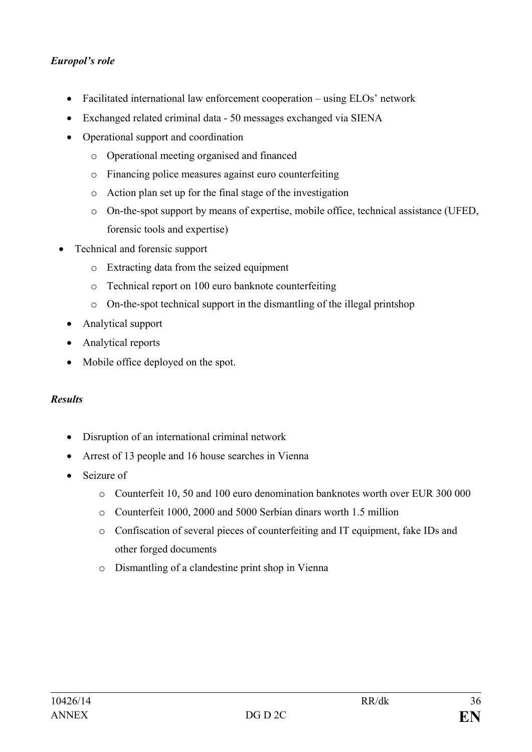***Europol's role***

- Facilitated international law enforcement cooperation – using ELOs' network
- Exchanged related criminal data - 50 messages exchanged via SIENA
- Operational support and coordination
  - Operational meeting organised and financed
  - Financing police measures against euro counterfeiting
  - Action plan set up for the final stage of the investigation
  - On-the-spot support by means of expertise, mobile office, technical assistance (UFED, forensic tools and expertise)
- Technical and forensic support
  - Extracting data from the seized equipment
  - Technical report on 100 euro banknote counterfeiting
  - On-the-spot technical support in the dismantling of the illegal printshop
- Analytical support
- Analytical reports
- Mobile office deployed on the spot.

***Results***

- Disruption of an international criminal network
- Arrest of 13 people and 16 house searches in Vienna
- Seizure of
  - Counterfeit 10, 50 and 100 euro denomination banknotes worth over EUR 300 000
  - Counterfeit 1000, 2000 and 5000 Serbian dinars worth 1.5 million
  - Confiscation of several pieces of counterfeiting and IT equipment, fake IDs and other forged documents
  - Dismantling of a clandestine print shop in Vienna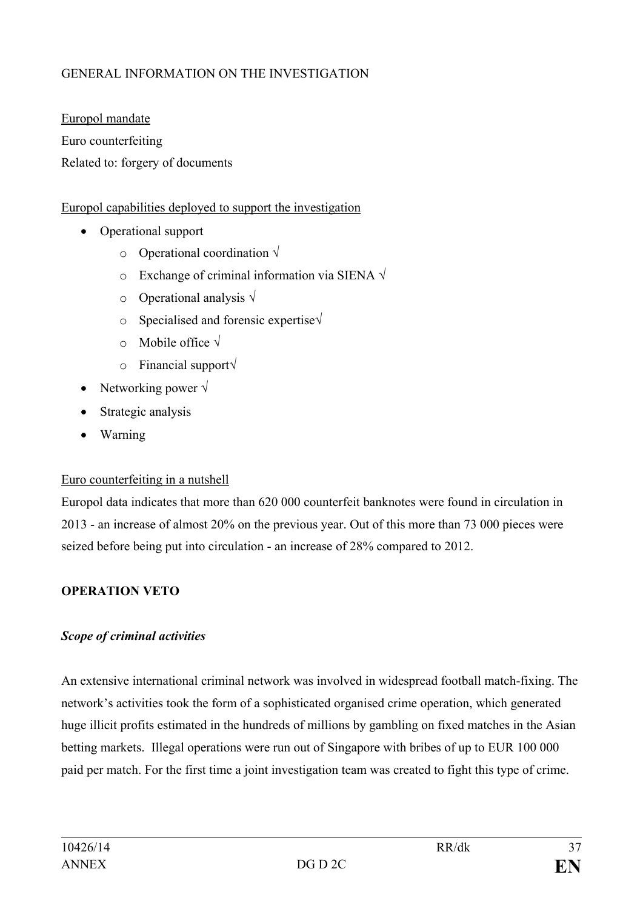GENERAL INFORMATION ON THE INVESTIGATION

Europol mandate

Euro counterfeiting

Related to: forgery of documents

Europol capabilities deployed to support the investigation

- Operational support
  - Operational coordination √
  - Exchange of criminal information via SIENA √
  - Operational analysis √
  - Specialised and forensic expertise√
  - Mobile office √
  - Financial support√
- Networking power √
- Strategic analysis
- Warning

Euro counterfeiting in a nutshell

Europol data indicates that more than 620 000 counterfeit banknotes were found in circulation in 2013 - an increase of almost 20% on the previous year. Out of this more than 73 000 pieces were seized before being put into circulation - an increase of 28% compared to 2012.

**OPERATION VETO**

***Scope of criminal activities***

An extensive international criminal network was involved in widespread football match-fixing. The network's activities took the form of a sophisticated organised crime operation, which generated huge illicit profits estimated in the hundreds of millions by gambling on fixed matches in the Asian betting markets. Illegal operations were run out of Singapore with bribes of up to EUR 100 000 paid per match. For the first time a joint investigation team was created to fight this type of crime.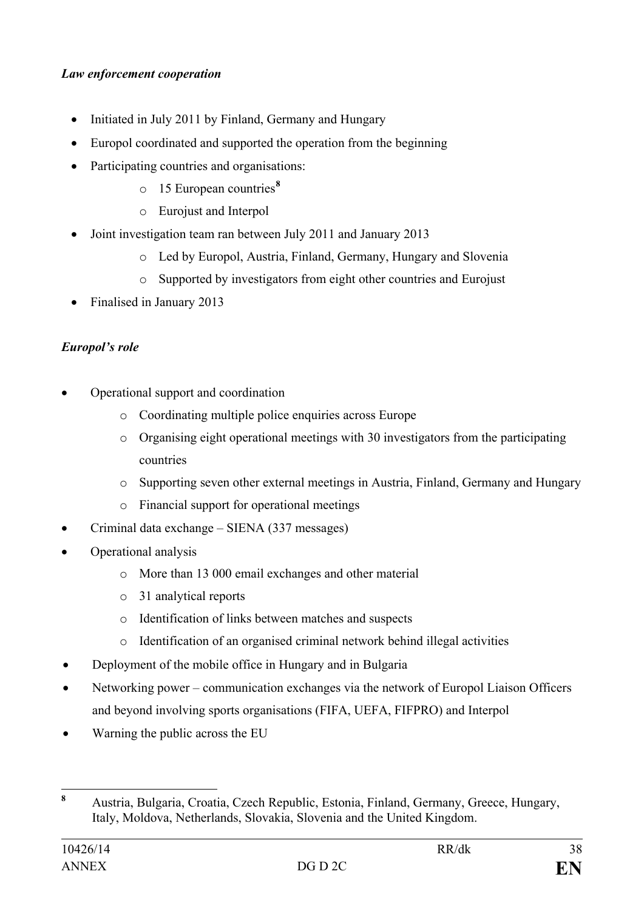***Law enforcement cooperation***

- Initiated in July 2011 by Finland, Germany and Hungary
- Europol coordinated and supported the operation from the beginning
- Participating countries and organisations:
  - 15 European countries[8]
  - Eurojust and Interpol
- Joint investigation team ran between July 2011 and January 2013
  - Led by Europol, Austria, Finland, Germany, Hungary and Slovenia
  - Supported by investigators from eight other countries and Eurojust
- Finalised in January 2013

***Europol's role***

- Operational support and coordination
  - Coordinating multiple police enquiries across Europe
  - Organising eight operational meetings with 30 investigators from the participating countries
  - Supporting seven other external meetings in Austria, Finland, Germany and Hungary
  - Financial support for operational meetings
- Criminal data exchange – SIENA (337 messages)
- Operational analysis
  - More than 13 000 email exchanges and other material
  - 31 analytical reports
  - Identification of links between matches and suspects
  - Identification of an organised criminal network behind illegal activities
- Deployment of the mobile office in Hungary and in Bulgaria
- Networking power – communication exchanges via the network of Europol Liaison Officers and beyond involving sports organisations (FIFA, UEFA, FIFPRO) and Interpol
- Warning the public across the EU

---

[8] Austria, Bulgaria, Croatia, Czech Republic, Estonia, Finland, Germany, Greece, Hungary, Italy, Moldova, Netherlands, Slovakia, Slovenia and the United Kingdom.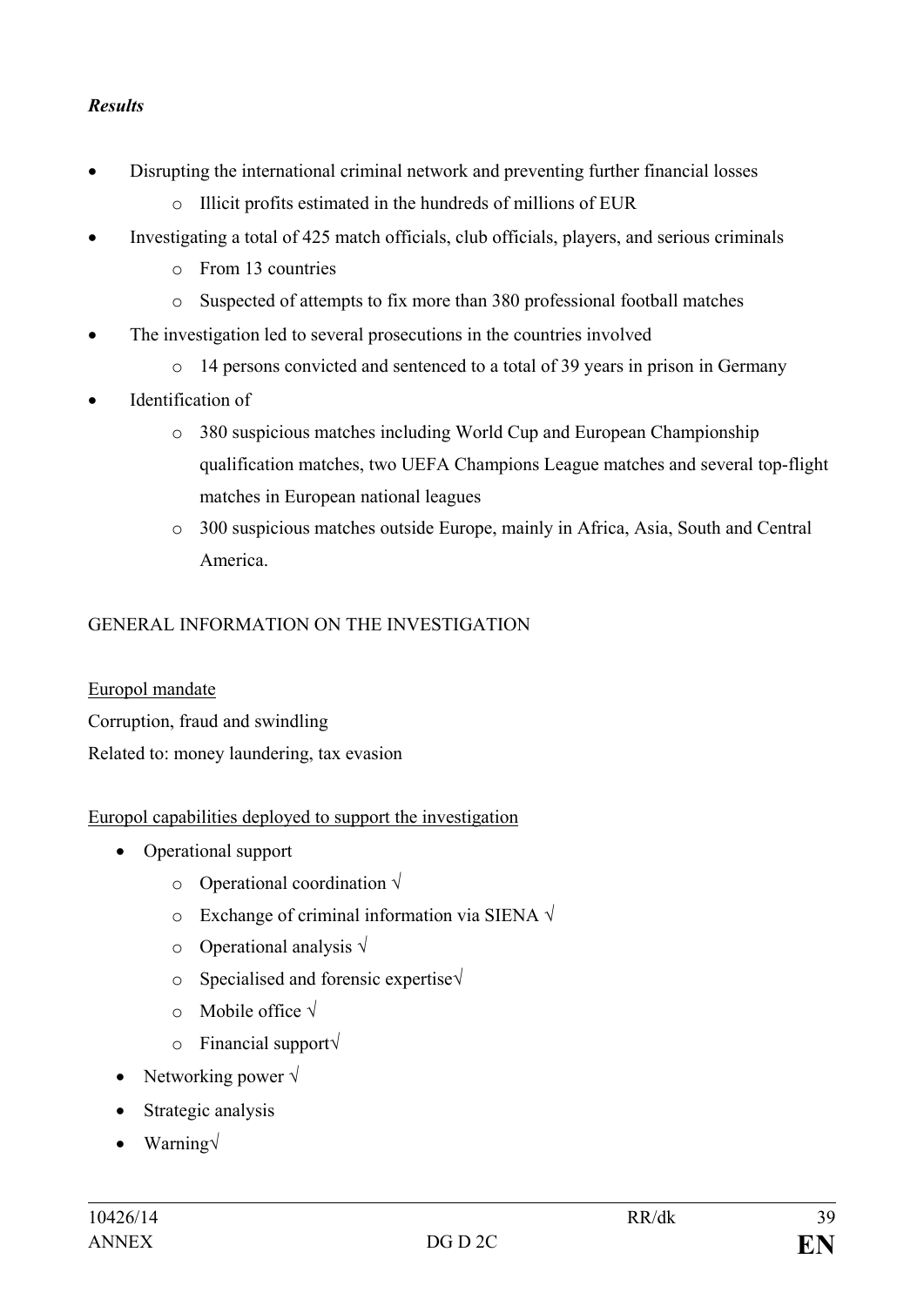***Results***

- Disrupting the international criminal network and preventing further financial losses
    - Illicit profits estimated in the hundreds of millions of EUR
- Investigating a total of 425 match officials, club officials, players, and serious criminals
    - From 13 countries
    - Suspected of attempts to fix more than 380 professional football matches
- The investigation led to several prosecutions in the countries involved
    - 14 persons convicted and sentenced to a total of 39 years in prison in Germany
- Identification of
    - 380 suspicious matches including World Cup and European Championship qualification matches, two UEFA Champions League matches and several top-flight matches in European national leagues
    - 300 suspicious matches outside Europe, mainly in Africa, Asia, South and Central America.

GENERAL INFORMATION ON THE INVESTIGATION

Europol mandate

Corruption, fraud and swindling

Related to: money laundering, tax evasion

Europol capabilities deployed to support the investigation

- Operational support
    - Operational coordination √
    - Exchange of criminal information via SIENA √
    - Operational analysis √
    - Specialised and forensic expertise√
    - Mobile office √
    - Financial support√
- Networking power √
- Strategic analysis
- Warning√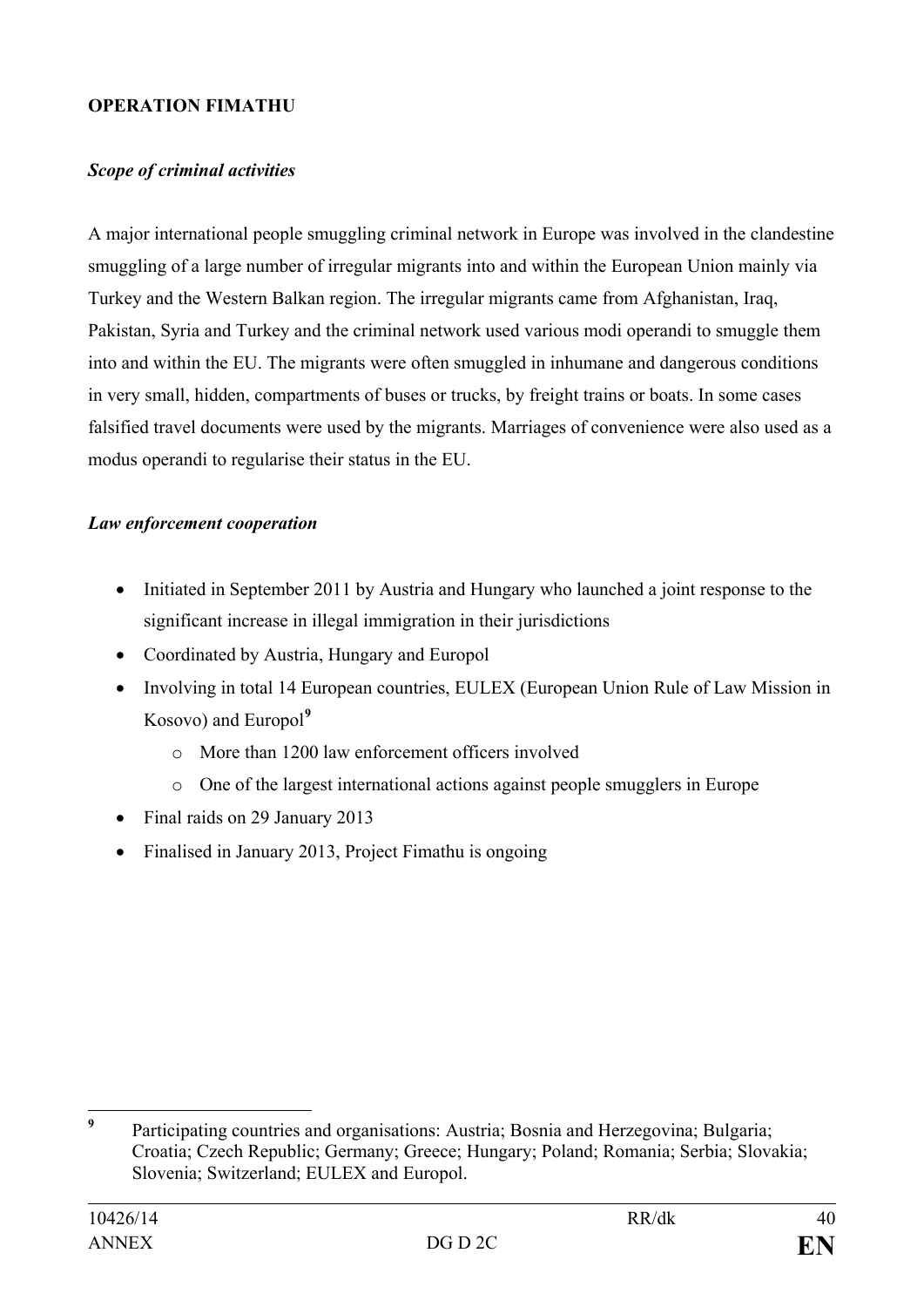**OPERATION FIMATHU**

***Scope of criminal activities***

A major international people smuggling criminal network in Europe was involved in the clandestine smuggling of a large number of irregular migrants into and within the European Union mainly via Turkey and the Western Balkan region. The irregular migrants came from Afghanistan, Iraq, Pakistan, Syria and Turkey and the criminal network used various modi operandi to smuggle them into and within the EU. The migrants were often smuggled in inhumane and dangerous conditions in very small, hidden, compartments of buses or trucks, by freight trains or boats. In some cases falsified travel documents were used by the migrants. Marriages of convenience were also used as a modus operandi to regularise their status in the EU.

***Law enforcement cooperation***

- Initiated in September 2011 by Austria and Hungary who launched a joint response to the significant increase in illegal immigration in their jurisdictions
- Coordinated by Austria, Hungary and Europol
- Involving in total 14 European countries, EULEX (European Union Rule of Law Mission in Kosovo) and Europol[9]
  - More than 1200 law enforcement officers involved
  - One of the largest international actions against people smugglers in Europe
- Final raids on 29 January 2013
- Finalised in January 2013, Project Fimathu is ongoing

---

[9] Participating countries and organisations: Austria; Bosnia and Herzegovina; Bulgaria; Croatia; Czech Republic; Germany; Greece; Hungary; Poland; Romania; Serbia; Slovakia; Slovenia; Switzerland; EULEX and Europol.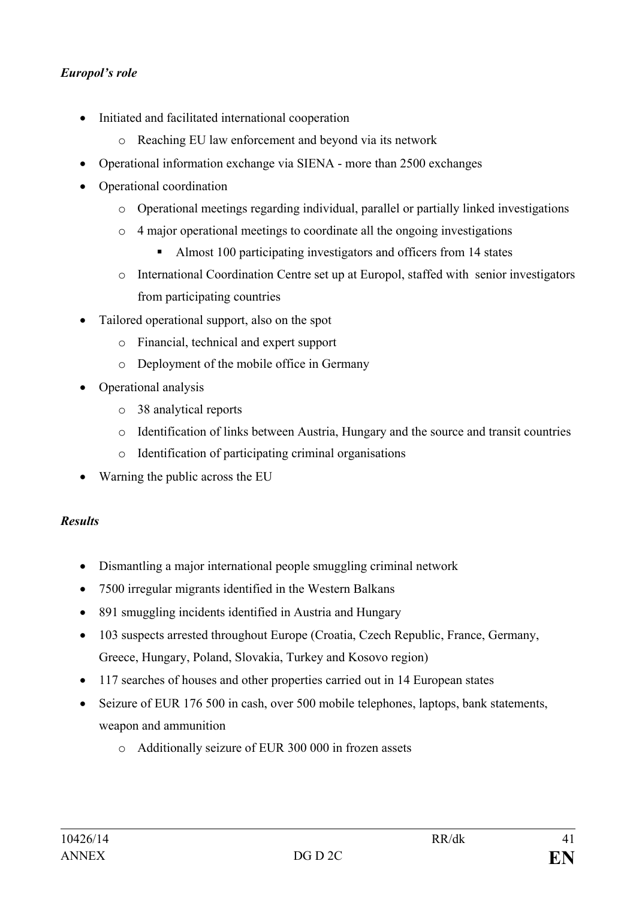*Europol's role*

- Initiated and facilitated international cooperation
  - Reaching EU law enforcement and beyond via its network
- Operational information exchange via SIENA - more than 2500 exchanges
- Operational coordination
  - Operational meetings regarding individual, parallel or partially linked investigations
  - 4 major operational meetings to coordinate all the ongoing investigations
    - Almost 100 participating investigators and officers from 14 states
  - International Coordination Centre set up at Europol, staffed with senior investigators from participating countries
- Tailored operational support, also on the spot
  - Financial, technical and expert support
  - Deployment of the mobile office in Germany
- Operational analysis
  - 38 analytical reports
  - Identification of links between Austria, Hungary and the source and transit countries
  - Identification of participating criminal organisations
- Warning the public across the EU

*Results*

- Dismantling a major international people smuggling criminal network
- 7500 irregular migrants identified in the Western Balkans
- 891 smuggling incidents identified in Austria and Hungary
- 103 suspects arrested throughout Europe (Croatia, Czech Republic, France, Germany, Greece, Hungary, Poland, Slovakia, Turkey and Kosovo region)
- 117 searches of houses and other properties carried out in 14 European states
- Seizure of EUR 176 500 in cash, over 500 mobile telephones, laptops, bank statements, weapon and ammunition
  - Additionally seizure of EUR 300 000 in frozen assets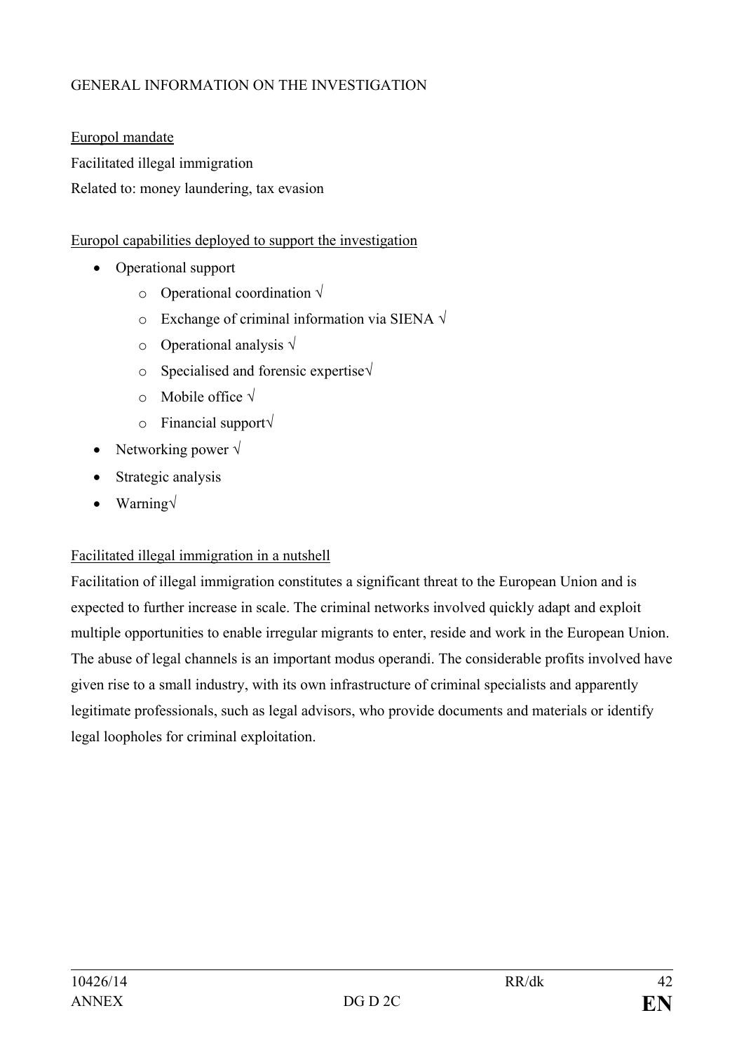GENERAL INFORMATION ON THE INVESTIGATION

Europol mandate

Facilitated illegal immigration

Related to: money laundering, tax evasion

Europol capabilities deployed to support the investigation

- Operational support
  - Operational coordination √
  - Exchange of criminal information via SIENA √
  - Operational analysis √
  - Specialised and forensic expertise√
  - Mobile office √
  - Financial support√
- Networking power √
- Strategic analysis
- Warning√

Facilitated illegal immigration in a nutshell

Facilitation of illegal immigration constitutes a significant threat to the European Union and is expected to further increase in scale. The criminal networks involved quickly adapt and exploit multiple opportunities to enable irregular migrants to enter, reside and work in the European Union. The abuse of legal channels is an important modus operandi. The considerable profits involved have given rise to a small industry, with its own infrastructure of criminal specialists and apparently legitimate professionals, such as legal advisors, who provide documents and materials or identify legal loopholes for criminal exploitation.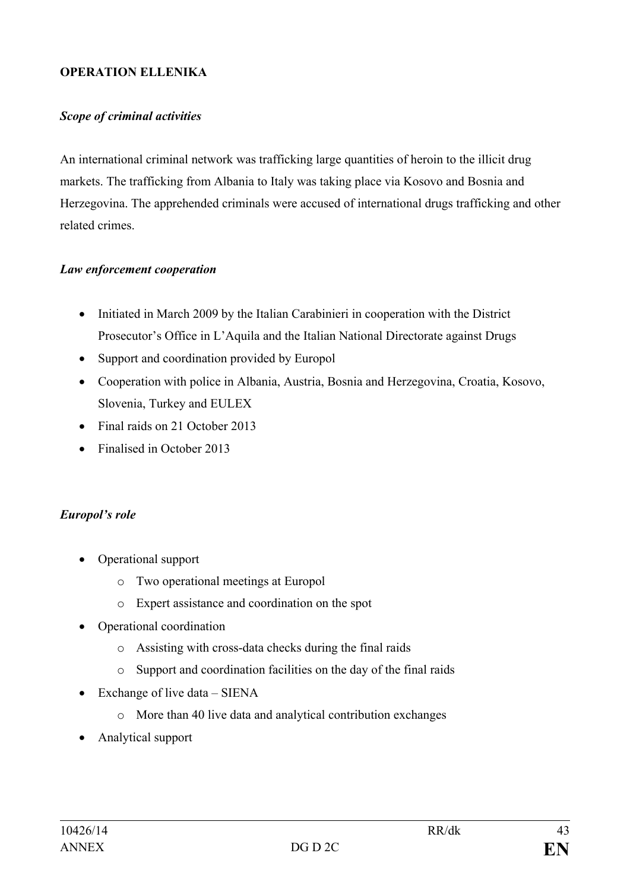**OPERATION ELLENIKA**

***Scope of criminal activities***

An international criminal network was trafficking large quantities of heroin to the illicit drug markets. The trafficking from Albania to Italy was taking place via Kosovo and Bosnia and Herzegovina. The apprehended criminals were accused of international drugs trafficking and other related crimes.

***Law enforcement cooperation***

- Initiated in March 2009 by the Italian Carabinieri in cooperation with the District Prosecutor's Office in L'Aquila and the Italian National Directorate against Drugs
- Support and coordination provided by Europol
- Cooperation with police in Albania, Austria, Bosnia and Herzegovina, Croatia, Kosovo, Slovenia, Turkey and EULEX
- Final raids on 21 October 2013
- Finalised in October 2013

***Europol's role***

- Operational support
  - Two operational meetings at Europol
  - Expert assistance and coordination on the spot
- Operational coordination
  - Assisting with cross-data checks during the final raids
  - Support and coordination facilities on the day of the final raids
- Exchange of live data – SIENA
  - More than 40 live data and analytical contribution exchanges
- Analytical support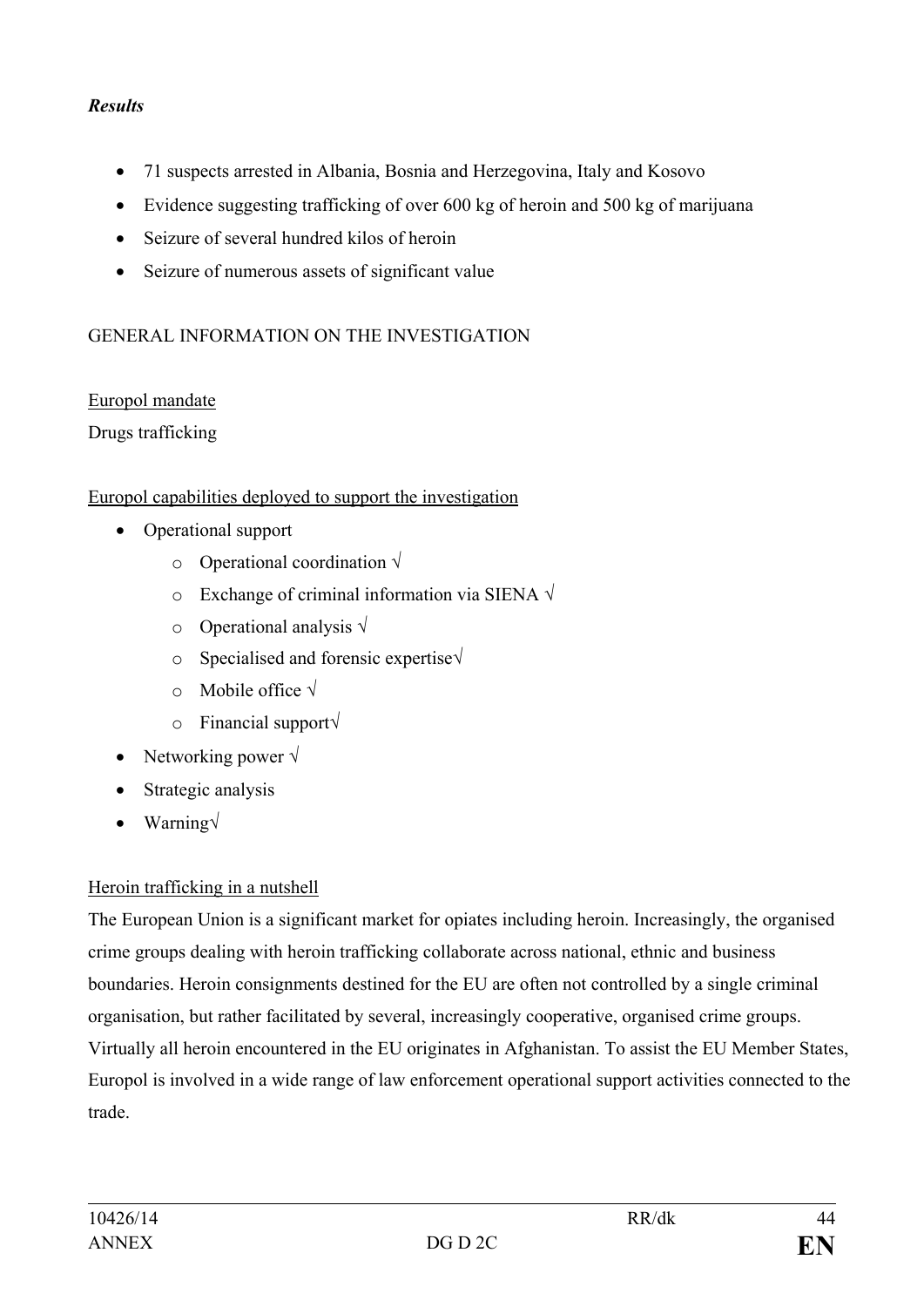***Results***

- 71 suspects arrested in Albania, Bosnia and Herzegovina, Italy and Kosovo
- Evidence suggesting trafficking of over 600 kg of heroin and 500 kg of marijuana
- Seizure of several hundred kilos of heroin
- Seizure of numerous assets of significant value

GENERAL INFORMATION ON THE INVESTIGATION

<u>Europol mandate</u>

Drugs trafficking

<u>Europol capabilities deployed to support the investigation</u>

- Operational support
  - Operational coordination √
  - Exchange of criminal information via SIENA √
  - Operational analysis √
  - Specialised and forensic expertise√
  - Mobile office √
  - Financial support√
- Networking power √
- Strategic analysis
- Warning√

<u>Heroin trafficking in a nutshell</u>

The European Union is a significant market for opiates including heroin. Increasingly, the organised crime groups dealing with heroin trafficking collaborate across national, ethnic and business boundaries. Heroin consignments destined for the EU are often not controlled by a single criminal organisation, but rather facilitated by several, increasingly cooperative, organised crime groups. Virtually all heroin encountered in the EU originates in Afghanistan. To assist the EU Member States, Europol is involved in a wide range of law enforcement operational support activities connected to the trade.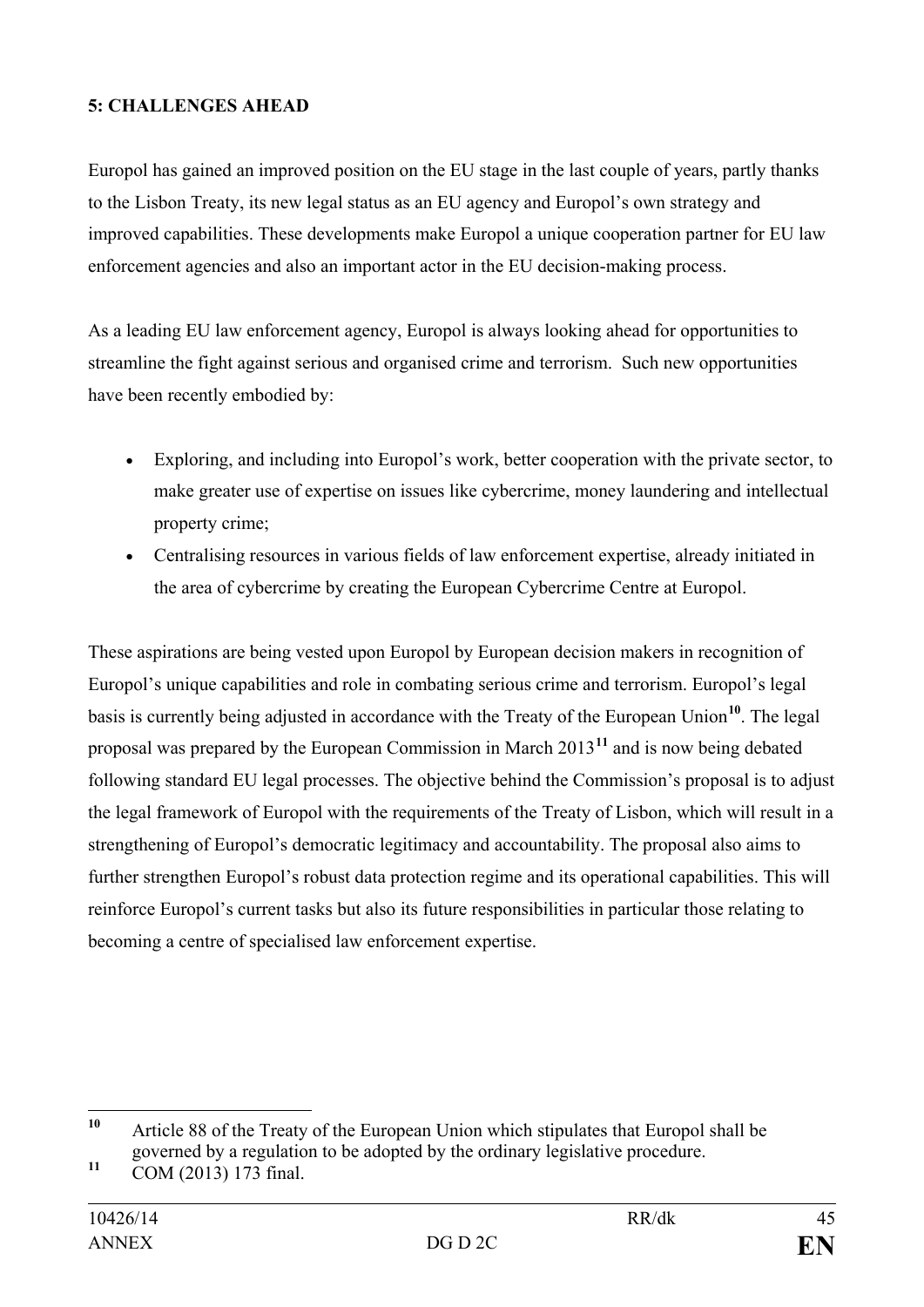## 5: CHALLENGES AHEAD

Europol has gained an improved position on the EU stage in the last couple of years, partly thanks to the Lisbon Treaty, its new legal status as an EU agency and Europol's own strategy and improved capabilities. These developments make Europol a unique cooperation partner for EU law enforcement agencies and also an important actor in the EU decision-making process.

As a leading EU law enforcement agency, Europol is always looking ahead for opportunities to streamline the fight against serious and organised crime and terrorism. Such new opportunities have been recently embodied by:

- Exploring, and including into Europol's work, better cooperation with the private sector, to make greater use of expertise on issues like cybercrime, money laundering and intellectual property crime;
- Centralising resources in various fields of law enforcement expertise, already initiated in the area of cybercrime by creating the European Cybercrime Centre at Europol.

These aspirations are being vested upon Europol by European decision makers in recognition of Europol's unique capabilities and role in combating serious crime and terrorism. Europol's legal basis is currently being adjusted in accordance with the Treaty of the European Union[10]. The legal proposal was prepared by the European Commission in March 2013[11] and is now being debated following standard EU legal processes. The objective behind the Commission's proposal is to adjust the legal framework of Europol with the requirements of the Treaty of Lisbon, which will result in a strengthening of Europol's democratic legitimacy and accountability. The proposal also aims to further strengthen Europol's robust data protection regime and its operational capabilities. This will reinforce Europol's current tasks but also its future responsibilities in particular those relating to becoming a centre of specialised law enforcement expertise.

---

[10] Article 88 of the Treaty of the European Union which stipulates that Europol shall be governed by a regulation to be adopted by the ordinary legislative procedure.

[11] COM (2013) 173 final.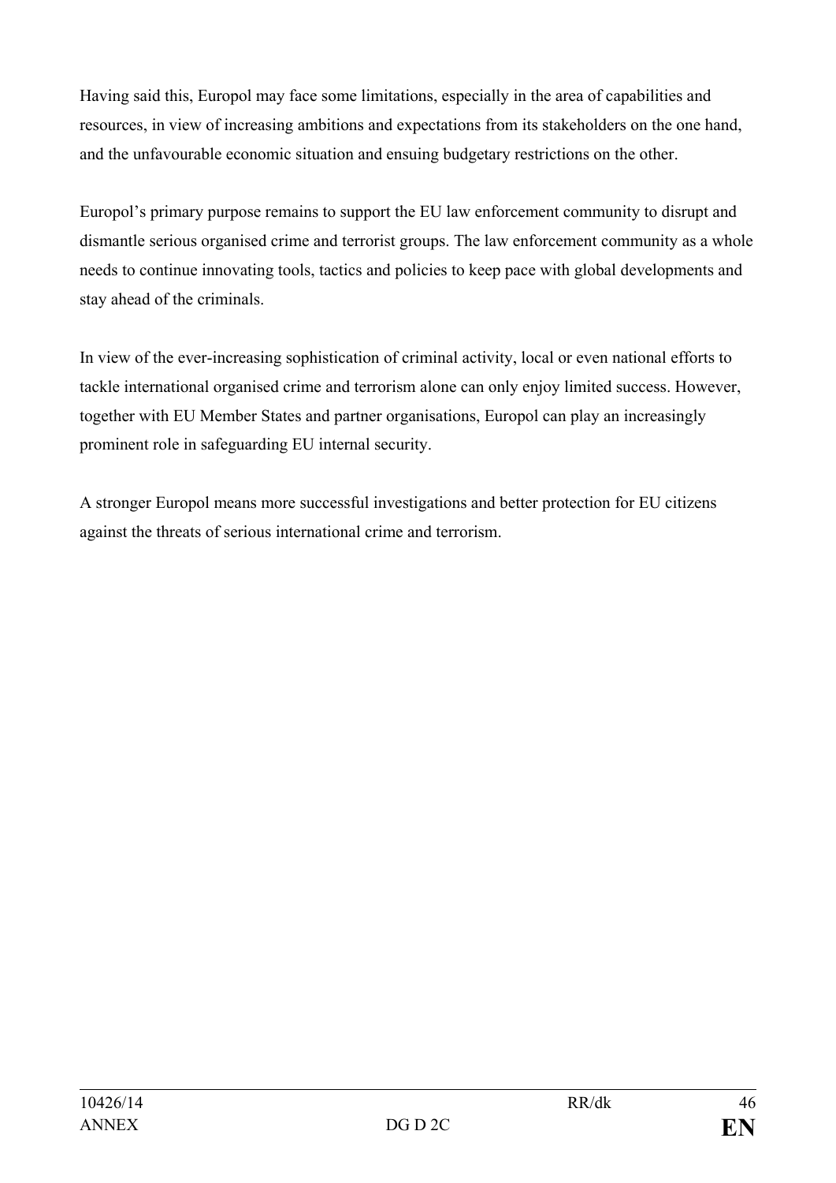Having said this, Europol may face some limitations, especially in the area of capabilities and resources, in view of increasing ambitions and expectations from its stakeholders on the one hand, and the unfavourable economic situation and ensuing budgetary restrictions on the other.

Europol's primary purpose remains to support the EU law enforcement community to disrupt and dismantle serious organised crime and terrorist groups. The law enforcement community as a whole needs to continue innovating tools, tactics and policies to keep pace with global developments and stay ahead of the criminals.

In view of the ever-increasing sophistication of criminal activity, local or even national efforts to tackle international organised crime and terrorism alone can only enjoy limited success. However, together with EU Member States and partner organisations, Europol can play an increasingly prominent role in safeguarding EU internal security.

A stronger Europol means more successful investigations and better protection for EU citizens against the threats of serious international crime and terrorism.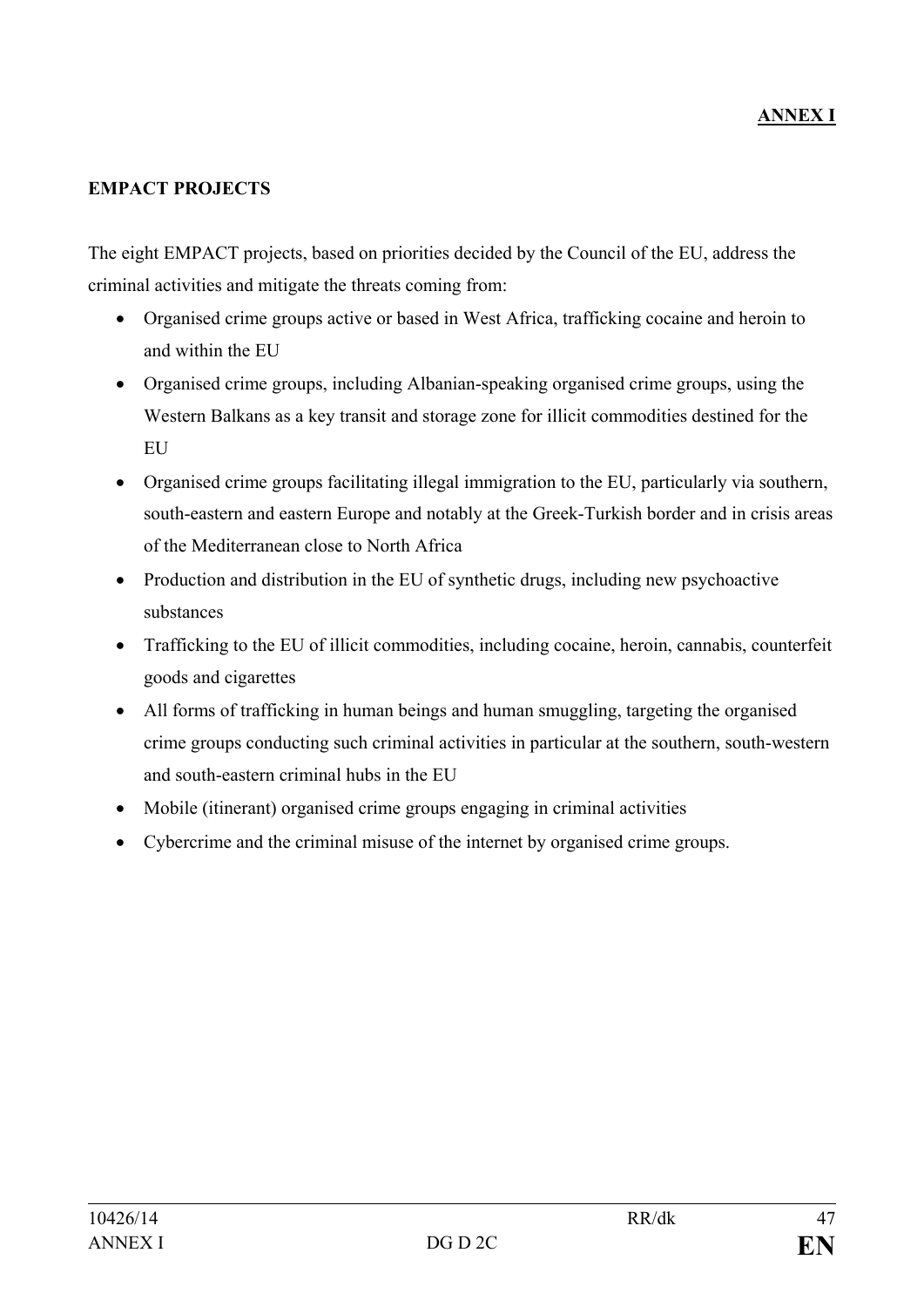**ANNEX I**

**EMPACT PROJECTS**

The eight EMPACT projects, based on priorities decided by the Council of the EU, address the criminal activities and mitigate the threats coming from:

- Organised crime groups active or based in West Africa, trafficking cocaine and heroin to and within the EU
- Organised crime groups, including Albanian-speaking organised crime groups, using the Western Balkans as a key transit and storage zone for illicit commodities destined for the EU
- Organised crime groups facilitating illegal immigration to the EU, particularly via southern, south-eastern and eastern Europe and notably at the Greek-Turkish border and in crisis areas of the Mediterranean close to North Africa
- Production and distribution in the EU of synthetic drugs, including new psychoactive substances
- Trafficking to the EU of illicit commodities, including cocaine, heroin, cannabis, counterfeit goods and cigarettes
- All forms of trafficking in human beings and human smuggling, targeting the organised crime groups conducting such criminal activities in particular at the southern, south-western and south-eastern criminal hubs in the EU
- Mobile (itinerant) organised crime groups engaging in criminal activities
- Cybercrime and the criminal misuse of the internet by organised crime groups.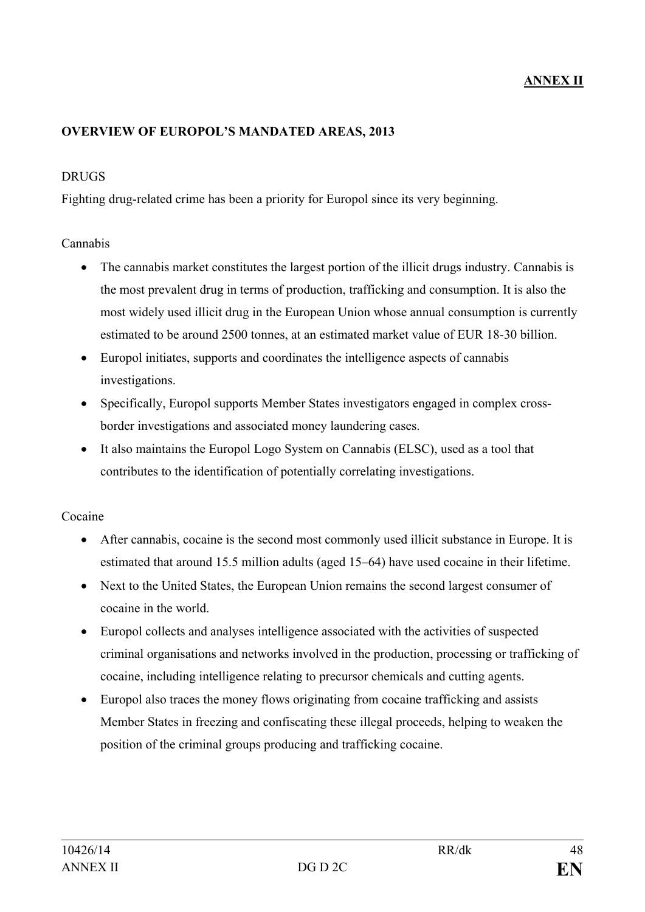**ANNEX II**

**OVERVIEW OF EUROPOL'S MANDATED AREAS, 2013**

DRUGS

Fighting drug-related crime has been a priority for Europol since its very beginning.

Cannabis

- The cannabis market constitutes the largest portion of the illicit drugs industry. Cannabis is the most prevalent drug in terms of production, trafficking and consumption. It is also the most widely used illicit drug in the European Union whose annual consumption is currently estimated to be around 2500 tonnes, at an estimated market value of EUR 18-30 billion.
- Europol initiates, supports and coordinates the intelligence aspects of cannabis investigations.
- Specifically, Europol supports Member States investigators engaged in complex cross-border investigations and associated money laundering cases.
- It also maintains the Europol Logo System on Cannabis (ELSC), used as a tool that contributes to the identification of potentially correlating investigations.

Cocaine

- After cannabis, cocaine is the second most commonly used illicit substance in Europe. It is estimated that around 15.5 million adults (aged 15–64) have used cocaine in their lifetime.
- Next to the United States, the European Union remains the second largest consumer of cocaine in the world.
- Europol collects and analyses intelligence associated with the activities of suspected criminal organisations and networks involved in the production, processing or trafficking of cocaine, including intelligence relating to precursor chemicals and cutting agents.
- Europol also traces the money flows originating from cocaine trafficking and assists Member States in freezing and confiscating these illegal proceeds, helping to weaken the position of the criminal groups producing and trafficking cocaine.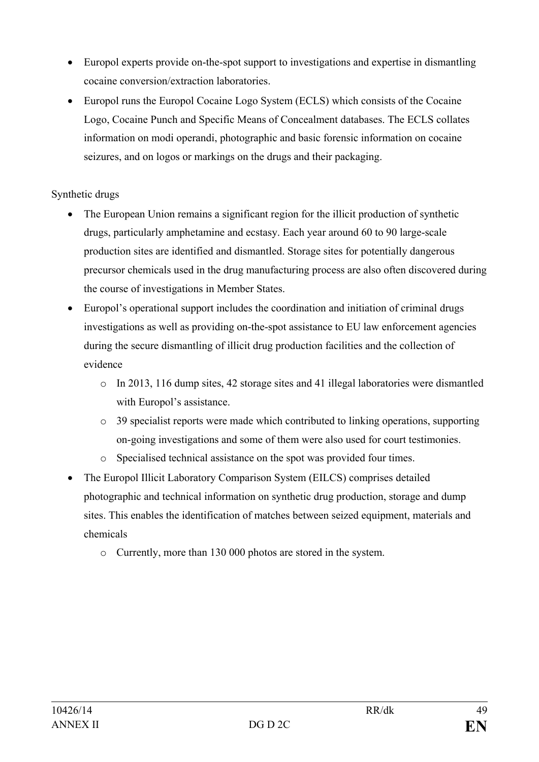- Europol experts provide on-the-spot support to investigations and expertise in dismantling cocaine conversion/extraction laboratories.
- Europol runs the Europol Cocaine Logo System (ECLS) which consists of the Cocaine Logo, Cocaine Punch and Specific Means of Concealment databases. The ECLS collates information on modi operandi, photographic and basic forensic information on cocaine seizures, and on logos or markings on the drugs and their packaging.

Synthetic drugs

- The European Union remains a significant region for the illicit production of synthetic drugs, particularly amphetamine and ecstasy. Each year around 60 to 90 large-scale production sites are identified and dismantled. Storage sites for potentially dangerous precursor chemicals used in the drug manufacturing process are also often discovered during the course of investigations in Member States.
- Europol's operational support includes the coordination and initiation of criminal drugs investigations as well as providing on-the-spot assistance to EU law enforcement agencies during the secure dismantling of illicit drug production facilities and the collection of evidence
    - In 2013, 116 dump sites, 42 storage sites and 41 illegal laboratories were dismantled with Europol's assistance.
    - 39 specialist reports were made which contributed to linking operations, supporting on-going investigations and some of them were also used for court testimonies.
    - Specialised technical assistance on the spot was provided four times.
- The Europol Illicit Laboratory Comparison System (EILCS) comprises detailed photographic and technical information on synthetic drug production, storage and dump sites. This enables the identification of matches between seized equipment, materials and chemicals
    - Currently, more than 130 000 photos are stored in the system.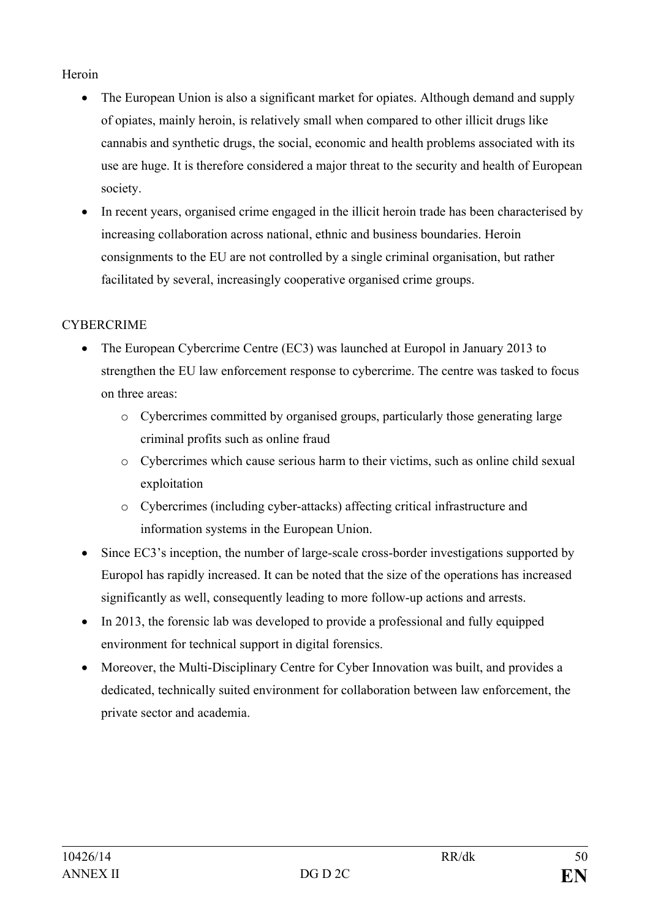Heroin

- The European Union is also a significant market for opiates. Although demand and supply of opiates, mainly heroin, is relatively small when compared to other illicit drugs like cannabis and synthetic drugs, the social, economic and health problems associated with its use are huge. It is therefore considered a major threat to the security and health of European society.
- In recent years, organised crime engaged in the illicit heroin trade has been characterised by increasing collaboration across national, ethnic and business boundaries. Heroin consignments to the EU are not controlled by a single criminal organisation, but rather facilitated by several, increasingly cooperative organised crime groups.

CYBERCRIME

- The European Cybercrime Centre (EC3) was launched at Europol in January 2013 to strengthen the EU law enforcement response to cybercrime. The centre was tasked to focus on three areas:
  - Cybercrimes committed by organised groups, particularly those generating large criminal profits such as online fraud
  - Cybercrimes which cause serious harm to their victims, such as online child sexual exploitation
  - Cybercrimes (including cyber-attacks) affecting critical infrastructure and information systems in the European Union.
- Since EC3's inception, the number of large-scale cross-border investigations supported by Europol has rapidly increased. It can be noted that the size of the operations has increased significantly as well, consequently leading to more follow-up actions and arrests.
- In 2013, the forensic lab was developed to provide a professional and fully equipped environment for technical support in digital forensics.
- Moreover, the Multi-Disciplinary Centre for Cyber Innovation was built, and provides a dedicated, technically suited environment for collaboration between law enforcement, the private sector and academia.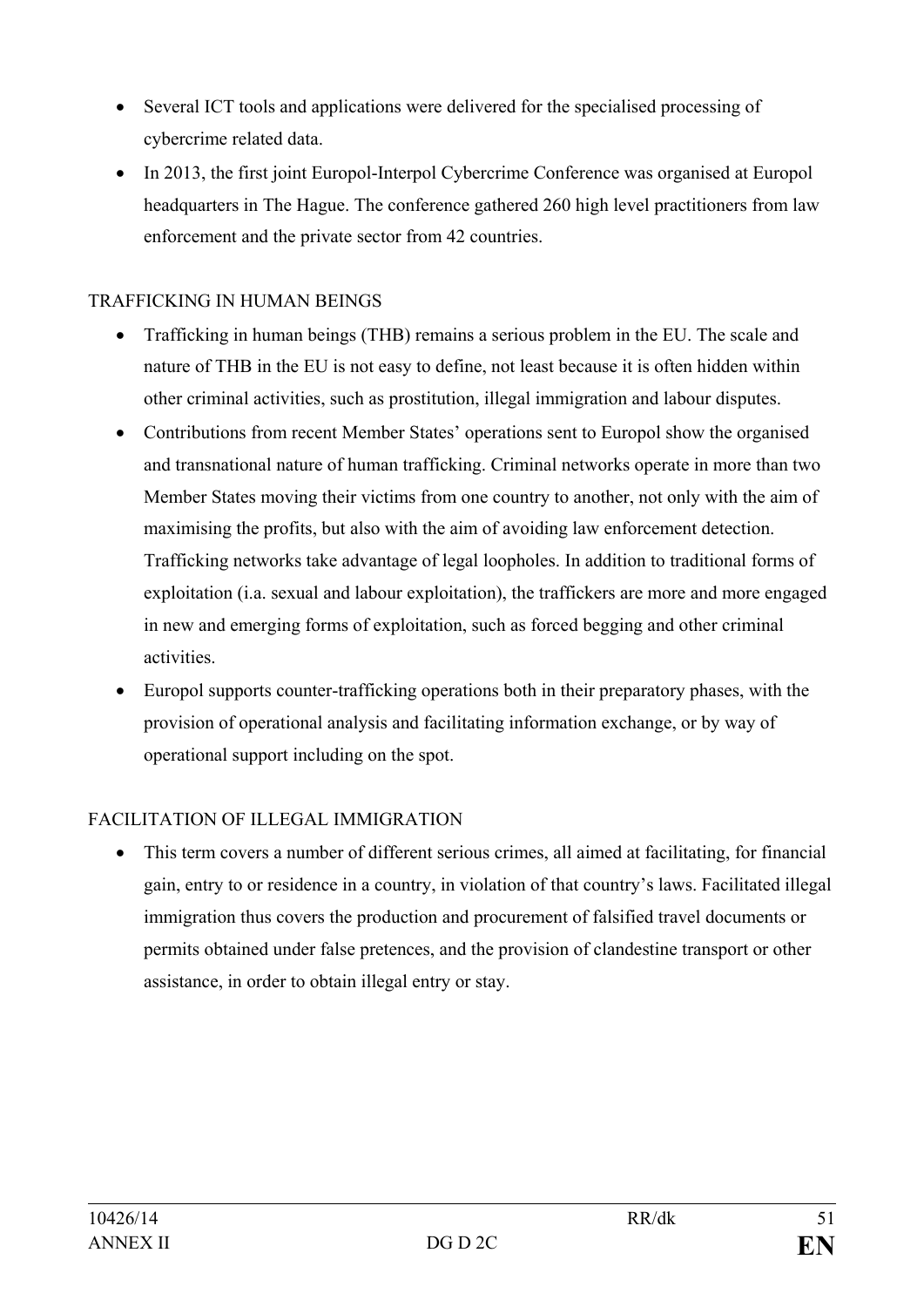- Several ICT tools and applications were delivered for the specialised processing of cybercrime related data.
- In 2013, the first joint Europol-Interpol Cybercrime Conference was organised at Europol headquarters in The Hague. The conference gathered 260 high level practitioners from law enforcement and the private sector from 42 countries.

TRAFFICKING IN HUMAN BEINGS

- Trafficking in human beings (THB) remains a serious problem in the EU. The scale and nature of THB in the EU is not easy to define, not least because it is often hidden within other criminal activities, such as prostitution, illegal immigration and labour disputes.
- Contributions from recent Member States' operations sent to Europol show the organised and transnational nature of human trafficking. Criminal networks operate in more than two Member States moving their victims from one country to another, not only with the aim of maximising the profits, but also with the aim of avoiding law enforcement detection. Trafficking networks take advantage of legal loopholes. In addition to traditional forms of exploitation (i.a. sexual and labour exploitation), the traffickers are more and more engaged in new and emerging forms of exploitation, such as forced begging and other criminal activities.
- Europol supports counter-trafficking operations both in their preparatory phases, with the provision of operational analysis and facilitating information exchange, or by way of operational support including on the spot.

FACILITATION OF ILLEGAL IMMIGRATION

- This term covers a number of different serious crimes, all aimed at facilitating, for financial gain, entry to or residence in a country, in violation of that country's laws. Facilitated illegal immigration thus covers the production and procurement of falsified travel documents or permits obtained under false pretences, and the provision of clandestine transport or other assistance, in order to obtain illegal entry or stay.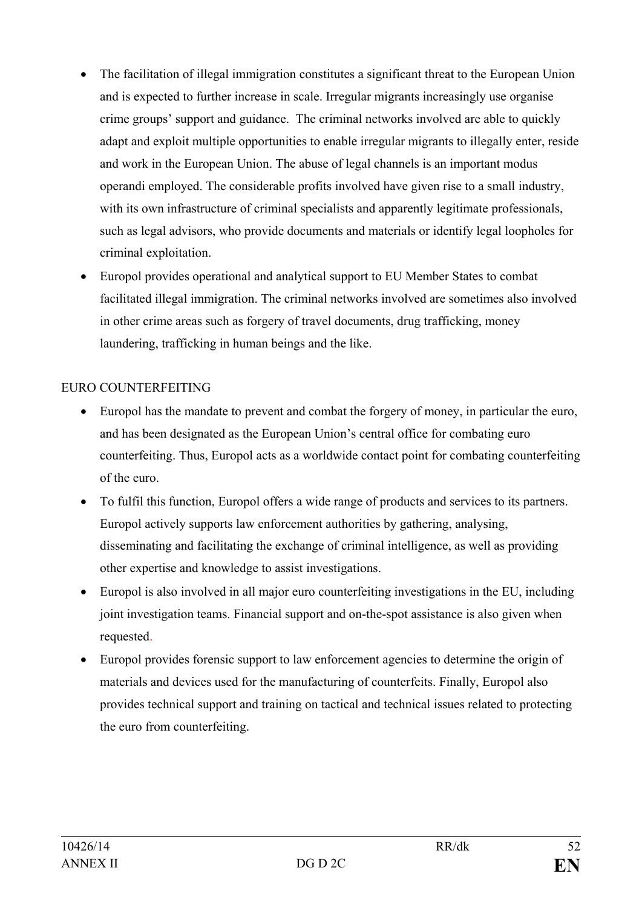- The facilitation of illegal immigration constitutes a significant threat to the European Union and is expected to further increase in scale. Irregular migrants increasingly use organise crime groups' support and guidance. The criminal networks involved are able to quickly adapt and exploit multiple opportunities to enable irregular migrants to illegally enter, reside and work in the European Union. The abuse of legal channels is an important modus operandi employed. The considerable profits involved have given rise to a small industry, with its own infrastructure of criminal specialists and apparently legitimate professionals, such as legal advisors, who provide documents and materials or identify legal loopholes for criminal exploitation.
- Europol provides operational and analytical support to EU Member States to combat facilitated illegal immigration. The criminal networks involved are sometimes also involved in other crime areas such as forgery of travel documents, drug trafficking, money laundering, trafficking in human beings and the like.

EURO COUNTERFEITING

- Europol has the mandate to prevent and combat the forgery of money, in particular the euro, and has been designated as the European Union's central office for combating euro counterfeiting. Thus, Europol acts as a worldwide contact point for combating counterfeiting of the euro.
- To fulfil this function, Europol offers a wide range of products and services to its partners. Europol actively supports law enforcement authorities by gathering, analysing, disseminating and facilitating the exchange of criminal intelligence, as well as providing other expertise and knowledge to assist investigations.
- Europol is also involved in all major euro counterfeiting investigations in the EU, including joint investigation teams. Financial support and on-the-spot assistance is also given when requested.
- Europol provides forensic support to law enforcement agencies to determine the origin of materials and devices used for the manufacturing of counterfeits. Finally, Europol also provides technical support and training on tactical and technical issues related to protecting the euro from counterfeiting.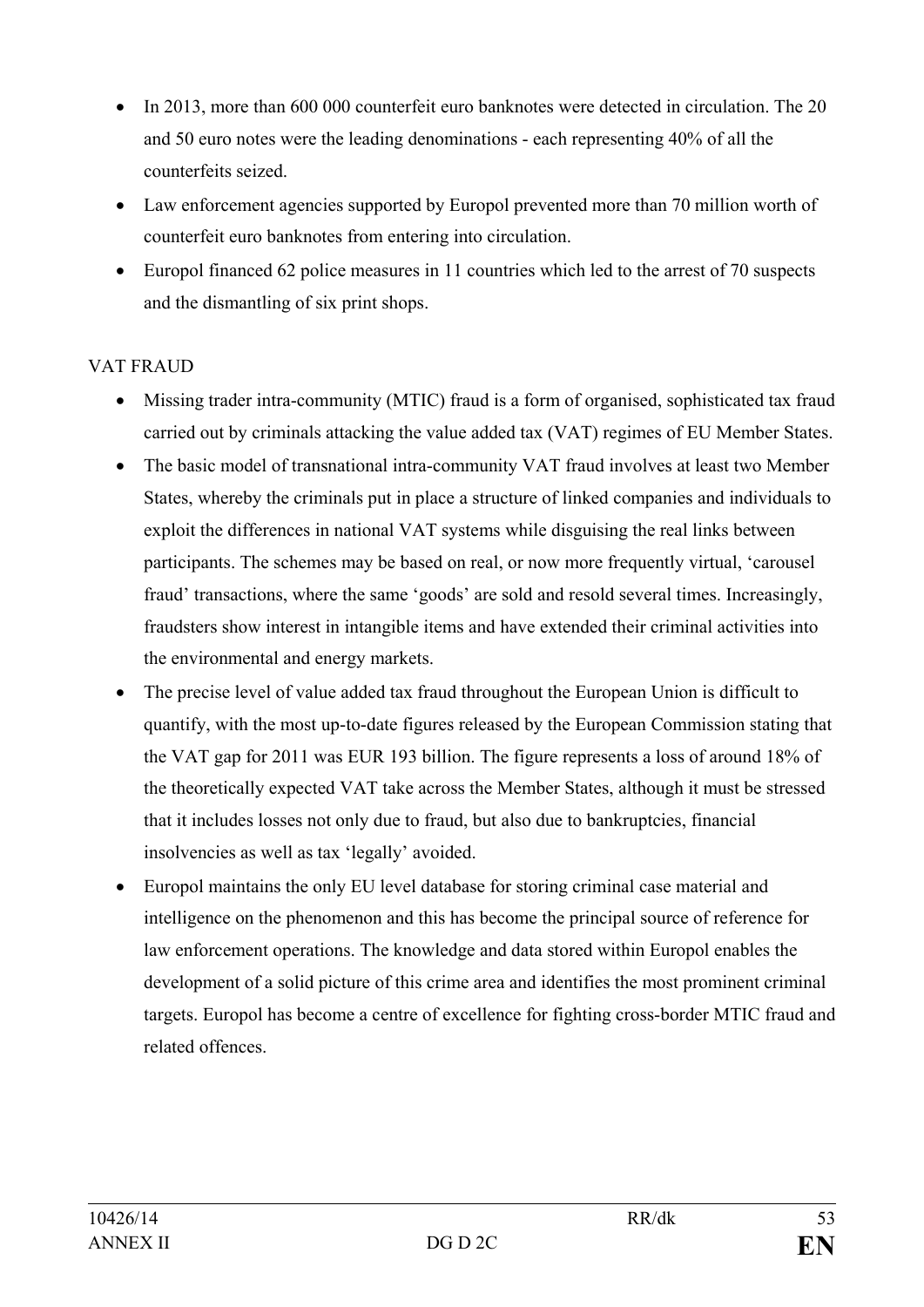- In 2013, more than 600 000 counterfeit euro banknotes were detected in circulation. The 20 and 50 euro notes were the leading denominations - each representing 40% of all the counterfeits seized.
- Law enforcement agencies supported by Europol prevented more than 70 million worth of counterfeit euro banknotes from entering into circulation.
- Europol financed 62 police measures in 11 countries which led to the arrest of 70 suspects and the dismantling of six print shops.

VAT FRAUD

- Missing trader intra-community (MTIC) fraud is a form of organised, sophisticated tax fraud carried out by criminals attacking the value added tax (VAT) regimes of EU Member States.
- The basic model of transnational intra-community VAT fraud involves at least two Member States, whereby the criminals put in place a structure of linked companies and individuals to exploit the differences in national VAT systems while disguising the real links between participants. The schemes may be based on real, or now more frequently virtual, 'carousel fraud' transactions, where the same 'goods' are sold and resold several times. Increasingly, fraudsters show interest in intangible items and have extended their criminal activities into the environmental and energy markets.
- The precise level of value added tax fraud throughout the European Union is difficult to quantify, with the most up-to-date figures released by the European Commission stating that the VAT gap for 2011 was EUR 193 billion. The figure represents a loss of around 18% of the theoretically expected VAT take across the Member States, although it must be stressed that it includes losses not only due to fraud, but also due to bankruptcies, financial insolvencies as well as tax 'legally' avoided.
- Europol maintains the only EU level database for storing criminal case material and intelligence on the phenomenon and this has become the principal source of reference for law enforcement operations. The knowledge and data stored within Europol enables the development of a solid picture of this crime area and identifies the most prominent criminal targets. Europol has become a centre of excellence for fighting cross-border MTIC fraud and related offences.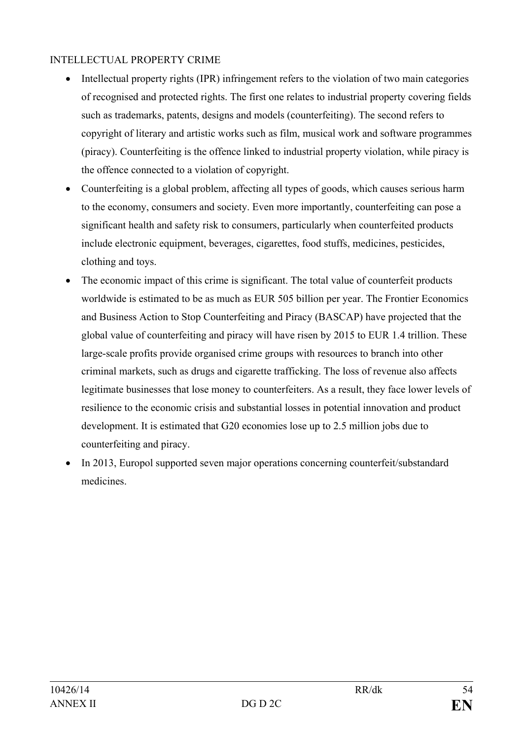## INTELLECTUAL PROPERTY CRIME

- Intellectual property rights (IPR) infringement refers to the violation of two main categories of recognised and protected rights. The first one relates to industrial property covering fields such as trademarks, patents, designs and models (counterfeiting). The second refers to copyright of literary and artistic works such as film, musical work and software programmes (piracy). Counterfeiting is the offence linked to industrial property violation, while piracy is the offence connected to a violation of copyright.
- Counterfeiting is a global problem, affecting all types of goods, which causes serious harm to the economy, consumers and society. Even more importantly, counterfeiting can pose a significant health and safety risk to consumers, particularly when counterfeited products include electronic equipment, beverages, cigarettes, food stuffs, medicines, pesticides, clothing and toys.
- The economic impact of this crime is significant. The total value of counterfeit products worldwide is estimated to be as much as EUR 505 billion per year. The Frontier Economics and Business Action to Stop Counterfeiting and Piracy (BASCAP) have projected that the global value of counterfeiting and piracy will have risen by 2015 to EUR 1.4 trillion. These large-scale profits provide organised crime groups with resources to branch into other criminal markets, such as drugs and cigarette trafficking. The loss of revenue also affects legitimate businesses that lose money to counterfeiters. As a result, they face lower levels of resilience to the economic crisis and substantial losses in potential innovation and product development. It is estimated that G20 economies lose up to 2.5 million jobs due to counterfeiting and piracy.
- In 2013, Europol supported seven major operations concerning counterfeit/substandard medicines.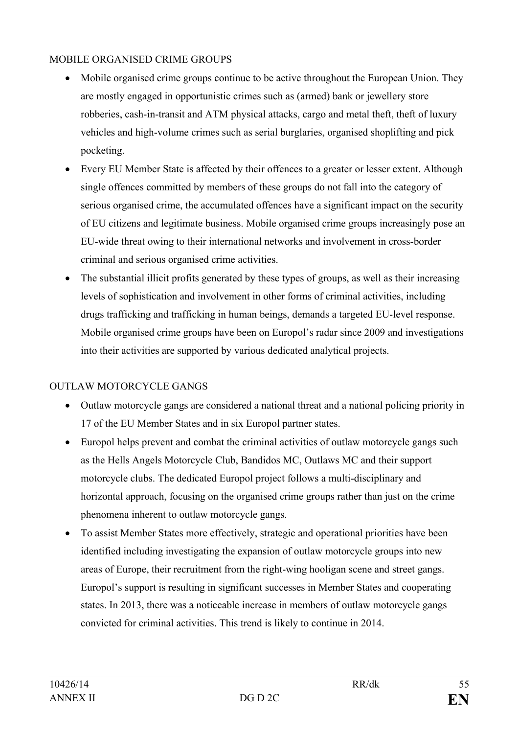MOBILE ORGANISED CRIME GROUPS

- Mobile organised crime groups continue to be active throughout the European Union. They are mostly engaged in opportunistic crimes such as (armed) bank or jewellery store robberies, cash-in-transit and ATM physical attacks, cargo and metal theft, theft of luxury vehicles and high-volume crimes such as serial burglaries, organised shoplifting and pick pocketing.
- Every EU Member State is affected by their offences to a greater or lesser extent. Although single offences committed by members of these groups do not fall into the category of serious organised crime, the accumulated offences have a significant impact on the security of EU citizens and legitimate business. Mobile organised crime groups increasingly pose an EU-wide threat owing to their international networks and involvement in cross-border criminal and serious organised crime activities.
- The substantial illicit profits generated by these types of groups, as well as their increasing levels of sophistication and involvement in other forms of criminal activities, including drugs trafficking and trafficking in human beings, demands a targeted EU-level response. Mobile organised crime groups have been on Europol's radar since 2009 and investigations into their activities are supported by various dedicated analytical projects.

OUTLAW MOTORCYCLE GANGS

- Outlaw motorcycle gangs are considered a national threat and a national policing priority in 17 of the EU Member States and in six Europol partner states.
- Europol helps prevent and combat the criminal activities of outlaw motorcycle gangs such as the Hells Angels Motorcycle Club, Bandidos MC, Outlaws MC and their support motorcycle clubs. The dedicated Europol project follows a multi-disciplinary and horizontal approach, focusing on the organised crime groups rather than just on the crime phenomena inherent to outlaw motorcycle gangs.
- To assist Member States more effectively, strategic and operational priorities have been identified including investigating the expansion of outlaw motorcycle groups into new areas of Europe, their recruitment from the right-wing hooligan scene and street gangs. Europol's support is resulting in significant successes in Member States and cooperating states. In 2013, there was a noticeable increase in members of outlaw motorcycle gangs convicted for criminal activities. This trend is likely to continue in 2014.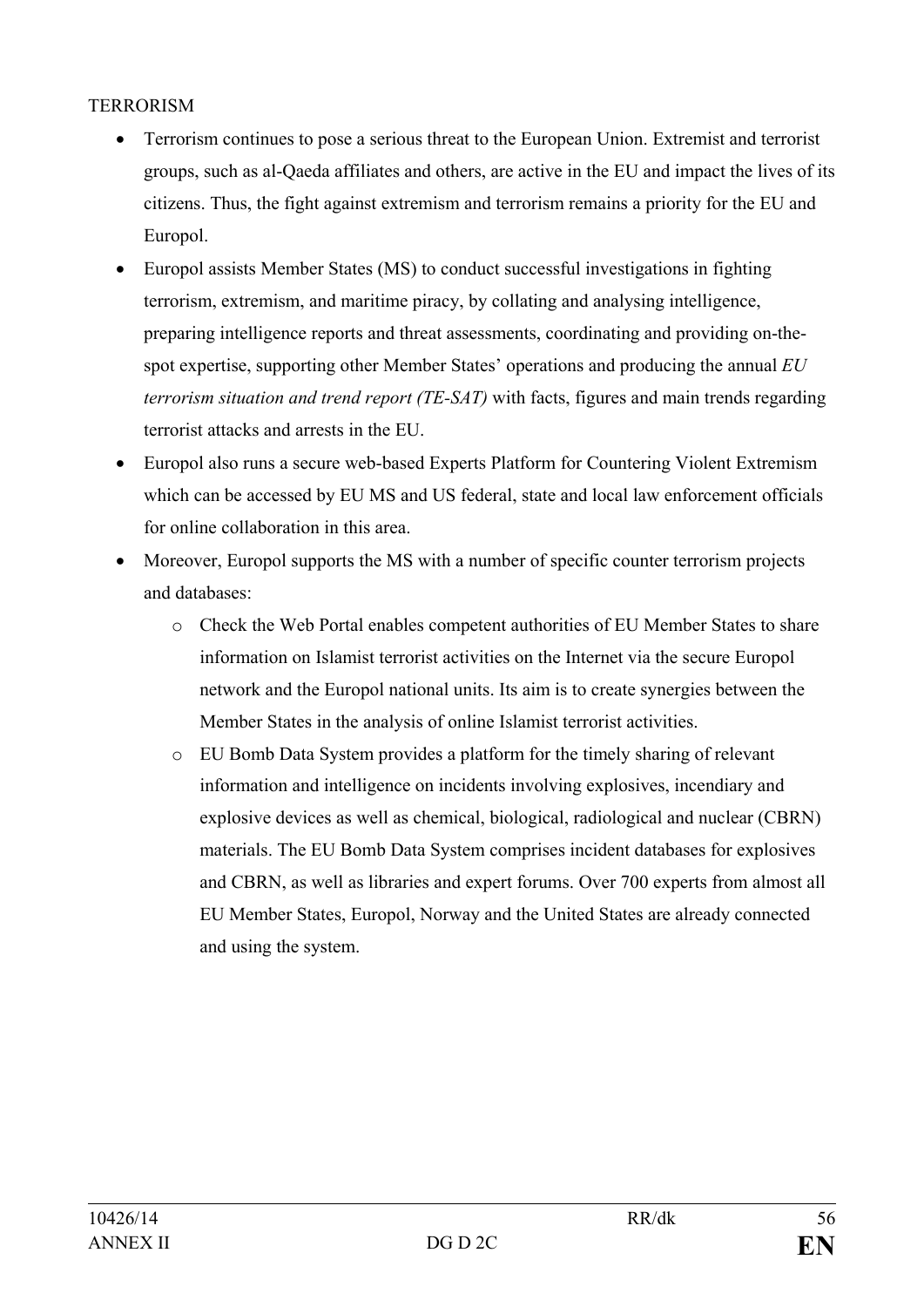## TERRORISM

- Terrorism continues to pose a serious threat to the European Union. Extremist and terrorist groups, such as al-Qaeda affiliates and others, are active in the EU and impact the lives of its citizens. Thus, the fight against extremism and terrorism remains a priority for the EU and Europol.
- Europol assists Member States (MS) to conduct successful investigations in fighting terrorism, extremism, and maritime piracy, by collating and analysing intelligence, preparing intelligence reports and threat assessments, coordinating and providing on-the-spot expertise, supporting other Member States' operations and producing the annual *EU terrorism situation and trend report (TE-SAT)* with facts, figures and main trends regarding terrorist attacks and arrests in the EU.
- Europol also runs a secure web-based Experts Platform for Countering Violent Extremism which can be accessed by EU MS and US federal, state and local law enforcement officials for online collaboration in this area.
- Moreover, Europol supports the MS with a number of specific counter terrorism projects and databases:
  - Check the Web Portal enables competent authorities of EU Member States to share information on Islamist terrorist activities on the Internet via the secure Europol network and the Europol national units. Its aim is to create synergies between the Member States in the analysis of online Islamist terrorist activities.
  - EU Bomb Data System provides a platform for the timely sharing of relevant information and intelligence on incidents involving explosives, incendiary and explosive devices as well as chemical, biological, radiological and nuclear (CBRN) materials. The EU Bomb Data System comprises incident databases for explosives and CBRN, as well as libraries and expert forums. Over 700 experts from almost all EU Member States, Europol, Norway and the United States are already connected and using the system.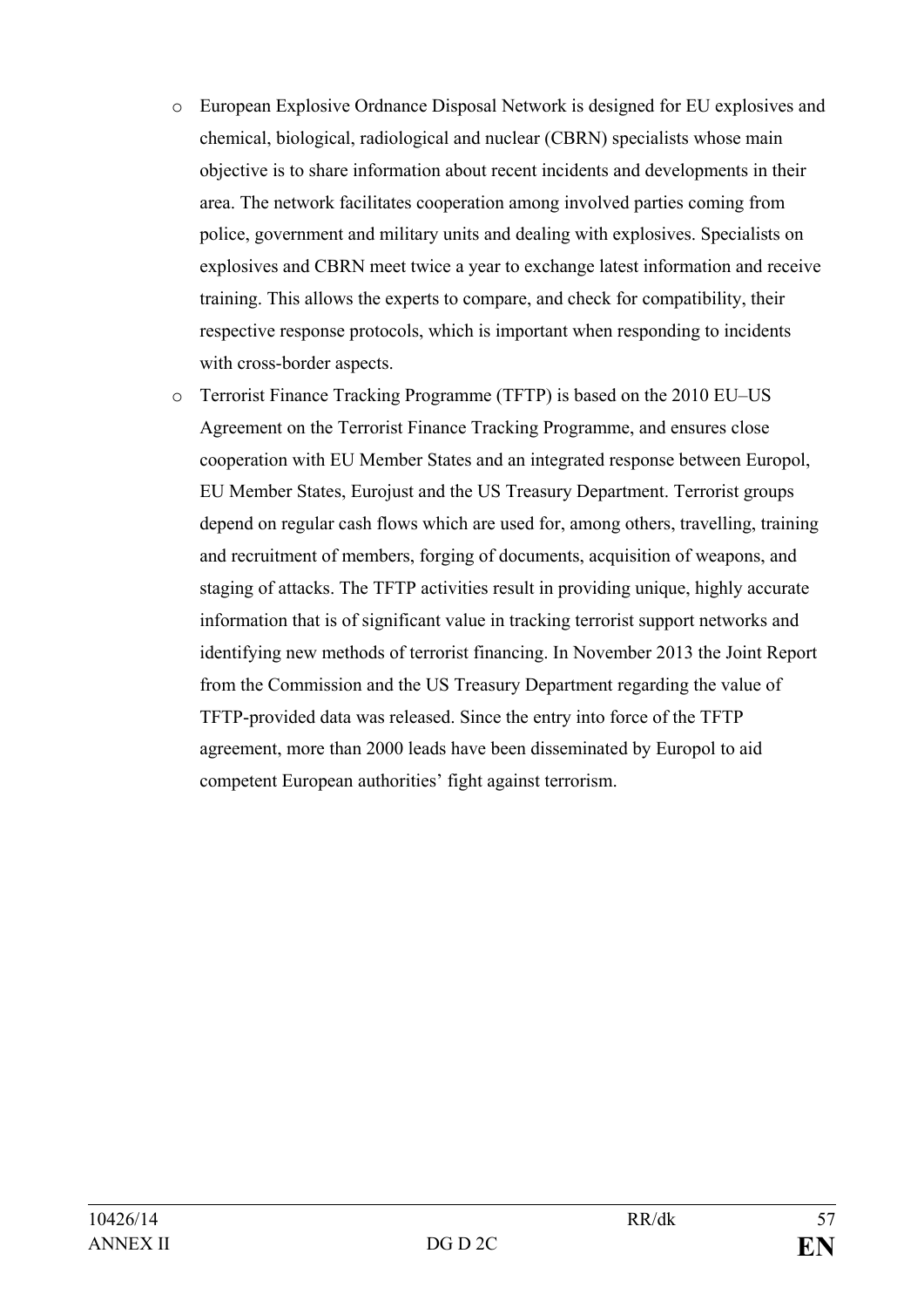- European Explosive Ordnance Disposal Network is designed for EU explosives and chemical, biological, radiological and nuclear (CBRN) specialists whose main objective is to share information about recent incidents and developments in their area. The network facilitates cooperation among involved parties coming from police, government and military units and dealing with explosives. Specialists on explosives and CBRN meet twice a year to exchange latest information and receive training. This allows the experts to compare, and check for compatibility, their respective response protocols, which is important when responding to incidents with cross-border aspects.
- Terrorist Finance Tracking Programme (TFTP) is based on the 2010 EU–US Agreement on the Terrorist Finance Tracking Programme, and ensures close cooperation with EU Member States and an integrated response between Europol, EU Member States, Eurojust and the US Treasury Department. Terrorist groups depend on regular cash flows which are used for, among others, travelling, training and recruitment of members, forging of documents, acquisition of weapons, and staging of attacks. The TFTP activities result in providing unique, highly accurate information that is of significant value in tracking terrorist support networks and identifying new methods of terrorist financing. In November 2013 the Joint Report from the Commission and the US Treasury Department regarding the value of TFTP-provided data was released. Since the entry into force of the TFTP agreement, more than 2000 leads have been disseminated by Europol to aid competent European authorities' fight against terrorism.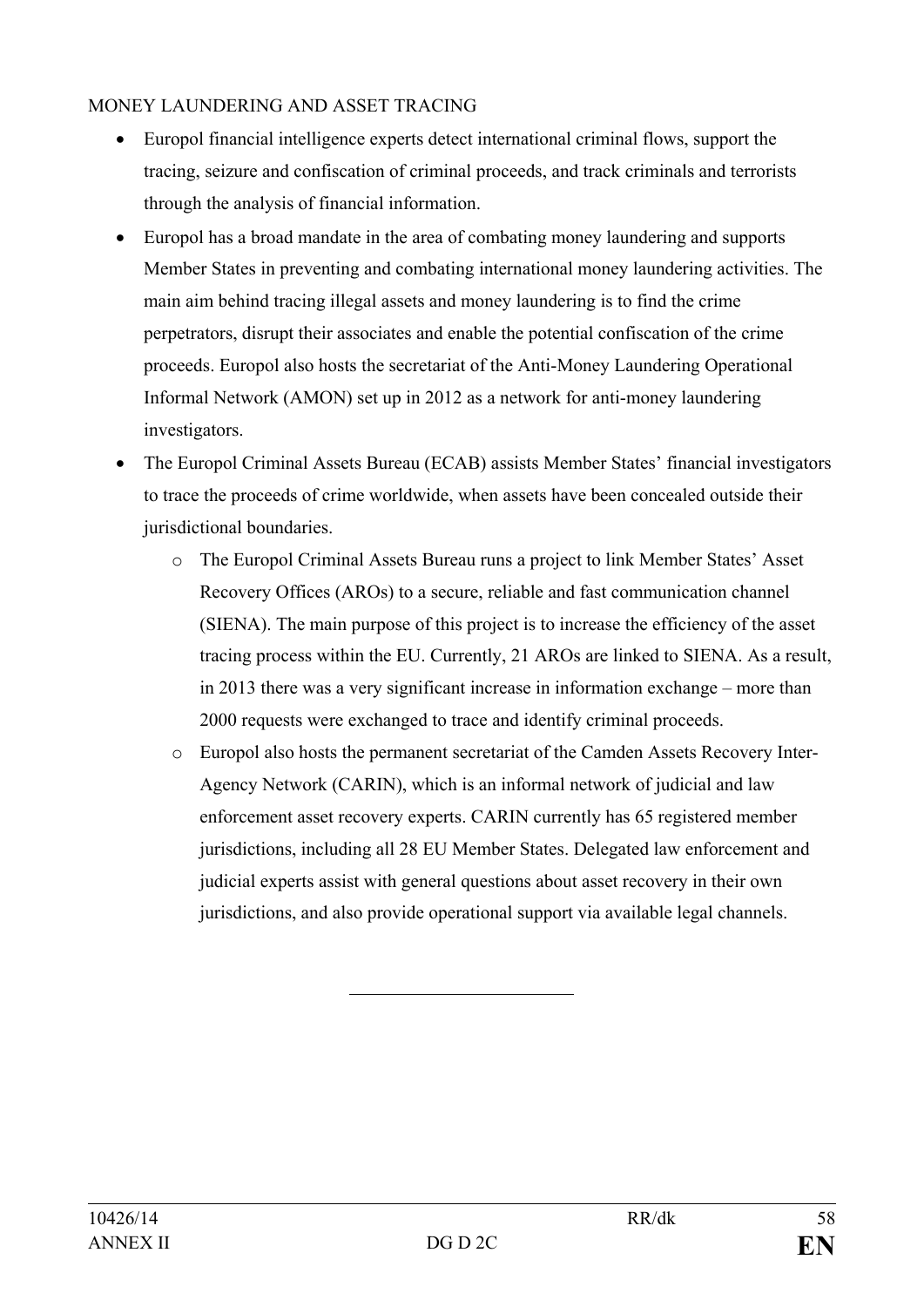MONEY LAUNDERING AND ASSET TRACING

- Europol financial intelligence experts detect international criminal flows, support the tracing, seizure and confiscation of criminal proceeds, and track criminals and terrorists through the analysis of financial information.
- Europol has a broad mandate in the area of combating money laundering and supports Member States in preventing and combating international money laundering activities. The main aim behind tracing illegal assets and money laundering is to find the crime perpetrators, disrupt their associates and enable the potential confiscation of the crime proceeds. Europol also hosts the secretariat of the Anti-Money Laundering Operational Informal Network (AMON) set up in 2012 as a network for anti-money laundering investigators.
- The Europol Criminal Assets Bureau (ECAB) assists Member States' financial investigators to trace the proceeds of crime worldwide, when assets have been concealed outside their jurisdictional boundaries.
  - The Europol Criminal Assets Bureau runs a project to link Member States' Asset Recovery Offices (AROs) to a secure, reliable and fast communication channel (SIENA). The main purpose of this project is to increase the efficiency of the asset tracing process within the EU. Currently, 21 AROs are linked to SIENA. As a result, in 2013 there was a very significant increase in information exchange – more than 2000 requests were exchanged to trace and identify criminal proceeds.
  - Europol also hosts the permanent secretariat of the Camden Assets Recovery Inter-Agency Network (CARIN), which is an informal network of judicial and law enforcement asset recovery experts. CARIN currently has 65 registered member jurisdictions, including all 28 EU Member States. Delegated law enforcement and judicial experts assist with general questions about asset recovery in their own jurisdictions, and also provide operational support via available legal channels.